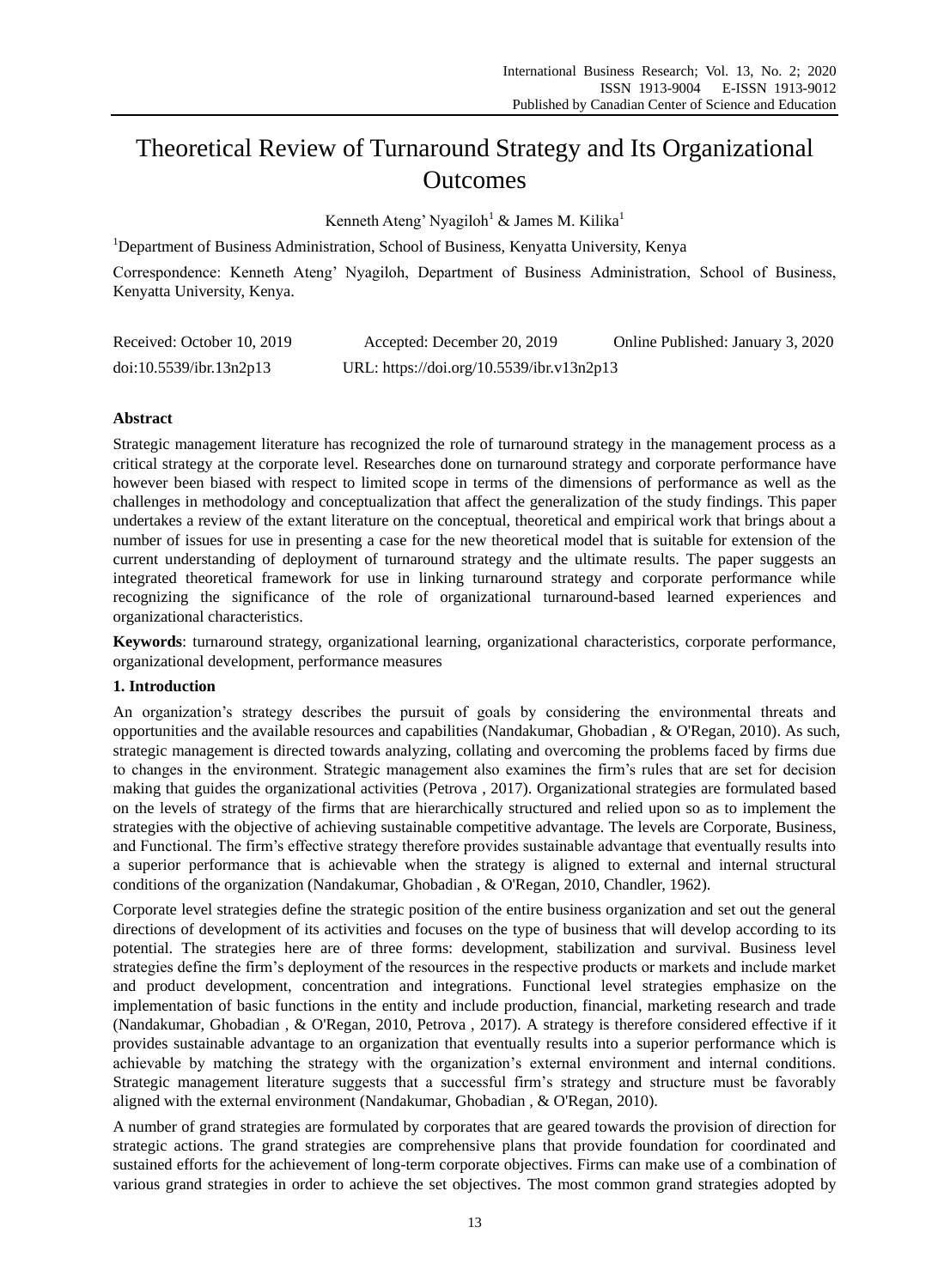# Theoretical Review of Turnaround Strategy and Its Organizational Outcomes

Kenneth Ateng' Nyagiloh[1] & James M. Kilika[1]

[1]Department of Business Administration, School of Business, Kenyatta University, Kenya

Correspondence: Kenneth Ateng' Nyagiloh, Department of Business Administration, School of Business, Kenyatta University, Kenya.

Received: October 10, 2019 Accepted: December 20, 2019 Online Published: January 3, 2020

doi:10.5539/ibr.13n2p13 URL: https://doi.org/10.5539/ibr.v13n2p13

## Abstract

Strategic management literature has recognized the role of turnaround strategy in the management process as a critical strategy at the corporate level. Researches done on turnaround strategy and corporate performance have however been biased with respect to limited scope in terms of the dimensions of performance as well as the challenges in methodology and conceptualization that affect the generalization of the study findings. This paper undertakes a review of the extant literature on the conceptual, theoretical and empirical work that brings about a number of issues for use in presenting a case for the new theoretical model that is suitable for extension of the current understanding of deployment of turnaround strategy and the ultimate results. The paper suggests an integrated theoretical framework for use in linking turnaround strategy and corporate performance while recognizing the significance of the role of organizational turnaround-based learned experiences and organizational characteristics.

**Keywords**: turnaround strategy, organizational learning, organizational characteristics, corporate performance, organizational development, performance measures

## 1. Introduction

An organization's strategy describes the pursuit of goals by considering the environmental threats and opportunities and the available resources and capabilities (Nandakumar, Ghobadian , & O'Regan, 2010). As such, strategic management is directed towards analyzing, collating and overcoming the problems faced by firms due to changes in the environment. Strategic management also examines the firm's rules that are set for decision making that guides the organizational activities (Petrova , 2017). Organizational strategies are formulated based on the levels of strategy of the firms that are hierarchically structured and relied upon so as to implement the strategies with the objective of achieving sustainable competitive advantage. The levels are Corporate, Business, and Functional. The firm's effective strategy therefore provides sustainable advantage that eventually results into a superior performance that is achievable when the strategy is aligned to external and internal structural conditions of the organization (Nandakumar, Ghobadian , & O'Regan, 2010, Chandler, 1962).

Corporate level strategies define the strategic position of the entire business organization and set out the general directions of development of its activities and focuses on the type of business that will develop according to its potential. The strategies here are of three forms: development, stabilization and survival. Business level strategies define the firm's deployment of the resources in the respective products or markets and include market and product development, concentration and integrations. Functional level strategies emphasize on the implementation of basic functions in the entity and include production, financial, marketing research and trade (Nandakumar, Ghobadian , & O'Regan, 2010, Petrova , 2017). A strategy is therefore considered effective if it provides sustainable advantage to an organization that eventually results into a superior performance which is achievable by matching the strategy with the organization's external environment and internal conditions. Strategic management literature suggests that a successful firm's strategy and structure must be favorably aligned with the external environment (Nandakumar, Ghobadian , & O'Regan, 2010).

A number of grand strategies are formulated by corporates that are geared towards the provision of direction for strategic actions. The grand strategies are comprehensive plans that provide foundation for coordinated and sustained efforts for the achievement of long-term corporate objectives. Firms can make use of a combination of various grand strategies in order to achieve the set objectives. The most common grand strategies adopted by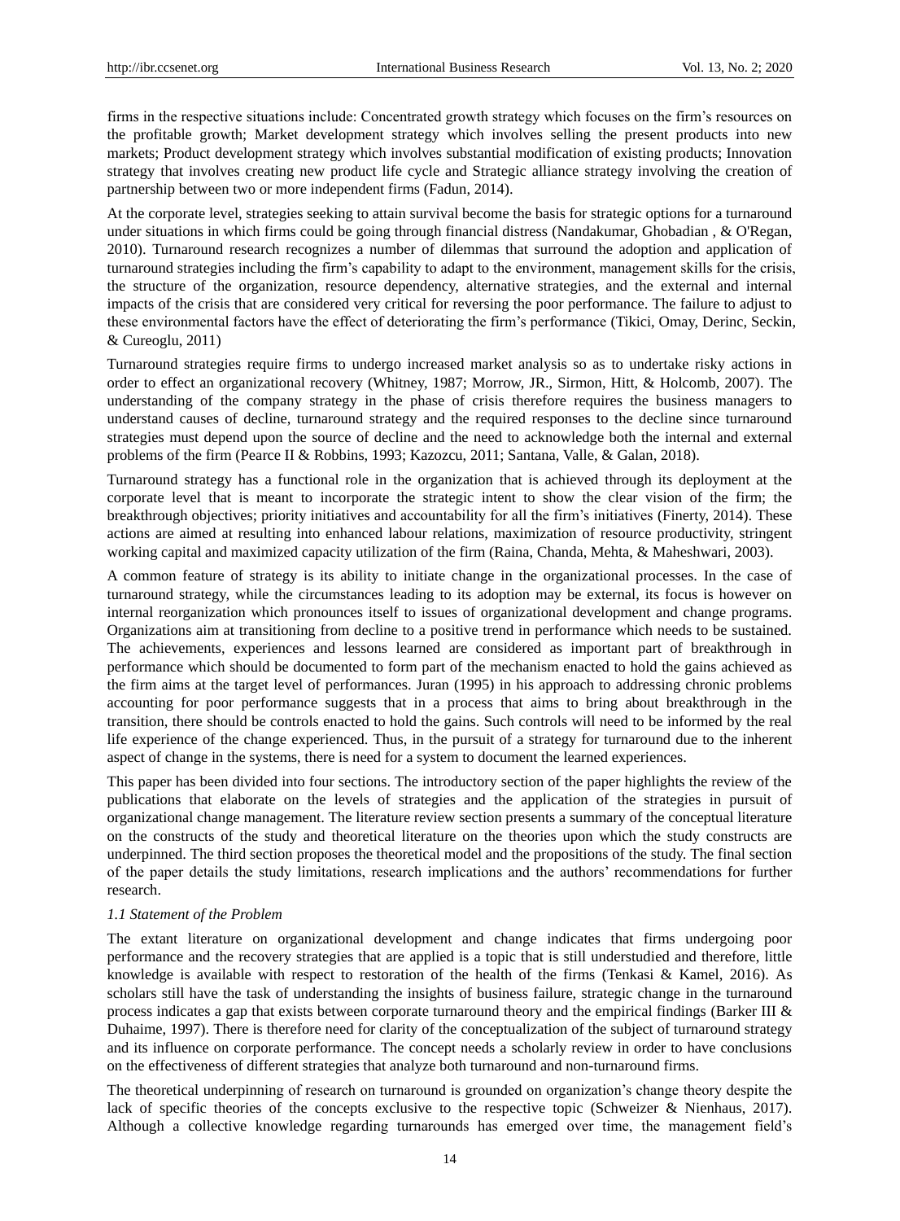firms in the respective situations include: Concentrated growth strategy which focuses on the firm's resources on the profitable growth; Market development strategy which involves selling the present products into new markets; Product development strategy which involves substantial modification of existing products; Innovation strategy that involves creating new product life cycle and Strategic alliance strategy involving the creation of partnership between two or more independent firms (Fadun, 2014).

At the corporate level, strategies seeking to attain survival become the basis for strategic options for a turnaround under situations in which firms could be going through financial distress (Nandakumar, Ghobadian , & O'Regan, 2010). Turnaround research recognizes a number of dilemmas that surround the adoption and application of turnaround strategies including the firm's capability to adapt to the environment, management skills for the crisis, the structure of the organization, resource dependency, alternative strategies, and the external and internal impacts of the crisis that are considered very critical for reversing the poor performance. The failure to adjust to these environmental factors have the effect of deteriorating the firm's performance (Tikici, Omay, Derinc, Seckin, & Cureoglu, 2011)

Turnaround strategies require firms to undergo increased market analysis so as to undertake risky actions in order to effect an organizational recovery (Whitney, 1987; Morrow, JR., Sirmon, Hitt, & Holcomb, 2007). The understanding of the company strategy in the phase of crisis therefore requires the business managers to understand causes of decline, turnaround strategy and the required responses to the decline since turnaround strategies must depend upon the source of decline and the need to acknowledge both the internal and external problems of the firm (Pearce II & Robbins, 1993; Kazozcu, 2011; Santana, Valle, & Galan, 2018).

Turnaround strategy has a functional role in the organization that is achieved through its deployment at the corporate level that is meant to incorporate the strategic intent to show the clear vision of the firm; the breakthrough objectives; priority initiatives and accountability for all the firm's initiatives (Finerty, 2014). These actions are aimed at resulting into enhanced labour relations, maximization of resource productivity, stringent working capital and maximized capacity utilization of the firm (Raina, Chanda, Mehta, & Maheshwari, 2003).

A common feature of strategy is its ability to initiate change in the organizational processes. In the case of turnaround strategy, while the circumstances leading to its adoption may be external, its focus is however on internal reorganization which pronounces itself to issues of organizational development and change programs. Organizations aim at transitioning from decline to a positive trend in performance which needs to be sustained. The achievements, experiences and lessons learned are considered as important part of breakthrough in performance which should be documented to form part of the mechanism enacted to hold the gains achieved as the firm aims at the target level of performances. Juran (1995) in his approach to addressing chronic problems accounting for poor performance suggests that in a process that aims to bring about breakthrough in the transition, there should be controls enacted to hold the gains. Such controls will need to be informed by the real life experience of the change experienced. Thus, in the pursuit of a strategy for turnaround due to the inherent aspect of change in the systems, there is need for a system to document the learned experiences.

This paper has been divided into four sections. The introductory section of the paper highlights the review of the publications that elaborate on the levels of strategies and the application of the strategies in pursuit of organizational change management. The literature review section presents a summary of the conceptual literature on the constructs of the study and theoretical literature on the theories upon which the study constructs are underpinned. The third section proposes the theoretical model and the propositions of the study. The final section of the paper details the study limitations, research implications and the authors' recommendations for further research.

### *1.1 Statement of the Problem*

The extant literature on organizational development and change indicates that firms undergoing poor performance and the recovery strategies that are applied is a topic that is still understudied and therefore, little knowledge is available with respect to restoration of the health of the firms (Tenkasi & Kamel, 2016). As scholars still have the task of understanding the insights of business failure, strategic change in the turnaround process indicates a gap that exists between corporate turnaround theory and the empirical findings (Barker III & Duhaime, 1997). There is therefore need for clarity of the conceptualization of the subject of turnaround strategy and its influence on corporate performance. The concept needs a scholarly review in order to have conclusions on the effectiveness of different strategies that analyze both turnaround and non-turnaround firms.

The theoretical underpinning of research on turnaround is grounded on organization's change theory despite the lack of specific theories of the concepts exclusive to the respective topic (Schweizer & Nienhaus, 2017). Although a collective knowledge regarding turnarounds has emerged over time, the management field's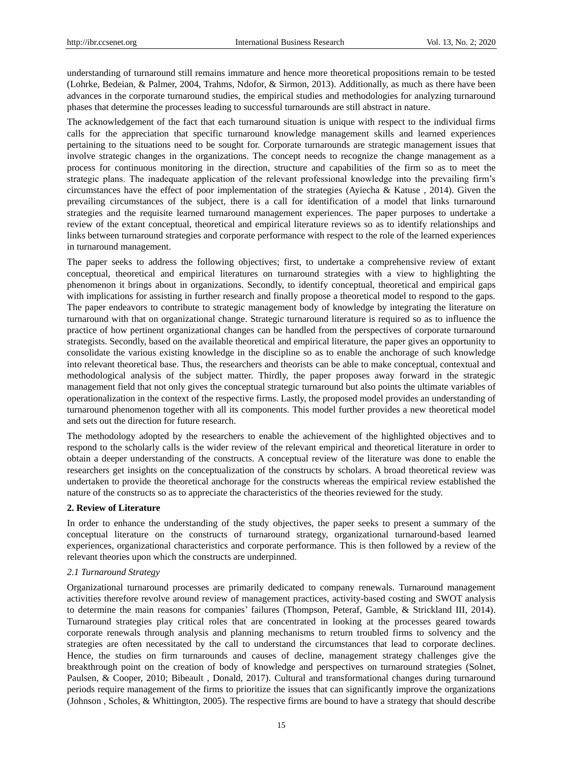understanding of turnaround still remains immature and hence more theoretical propositions remain to be tested (Lohrke, Bedeian, & Palmer, 2004, Trahms, Ndofor, & Sirmon, 2013). Additionally, as much as there have been advances in the corporate turnaround studies, the empirical studies and methodologies for analyzing turnaround phases that determine the processes leading to successful turnarounds are still abstract in nature.

The acknowledgement of the fact that each turnaround situation is unique with respect to the individual firms calls for the appreciation that specific turnaround knowledge management skills and learned experiences pertaining to the situations need to be sought for. Corporate turnarounds are strategic management issues that involve strategic changes in the organizations. The concept needs to recognize the change management as a process for continuous monitoring in the direction, structure and capabilities of the firm so as to meet the strategic plans. The inadequate application of the relevant professional knowledge into the prevailing firm's circumstances have the effect of poor implementation of the strategies (Ayiecha & Katuse , 2014). Given the prevailing circumstances of the subject, there is a call for identification of a model that links turnaround strategies and the requisite learned turnaround management experiences. The paper purposes to undertake a review of the extant conceptual, theoretical and empirical literature reviews so as to identify relationships and links between turnaround strategies and corporate performance with respect to the role of the learned experiences in turnaround management.

The paper seeks to address the following objectives; first, to undertake a comprehensive review of extant conceptual, theoretical and empirical literatures on turnaround strategies with a view to highlighting the phenomenon it brings about in organizations. Secondly, to identify conceptual, theoretical and empirical gaps with implications for assisting in further research and finally propose a theoretical model to respond to the gaps. The paper endeavors to contribute to strategic management body of knowledge by integrating the literature on turnaround with that on organizational change. Strategic turnaround literature is required so as to influence the practice of how pertinent organizational changes can be handled from the perspectives of corporate turnaround strategists. Secondly, based on the available theoretical and empirical literature, the paper gives an opportunity to consolidate the various existing knowledge in the discipline so as to enable the anchorage of such knowledge into relevant theoretical base. Thus, the researchers and theorists can be able to make conceptual, contextual and methodological analysis of the subject matter. Thirdly, the paper proposes away forward in the strategic management field that not only gives the conceptual strategic turnaround but also points the ultimate variables of operationalization in the context of the respective firms. Lastly, the proposed model provides an understanding of turnaround phenomenon together with all its components. This model further provides a new theoretical model and sets out the direction for future research.

The methodology adopted by the researchers to enable the achievement of the highlighted objectives and to respond to the scholarly calls is the wider review of the relevant empirical and theoretical literature in order to obtain a deeper understanding of the constructs. A conceptual review of the literature was done to enable the researchers get insights on the conceptualization of the constructs by scholars. A broad theoretical review was undertaken to provide the theoretical anchorage for the constructs whereas the empirical review established the nature of the constructs so as to appreciate the characteristics of the theories reviewed for the study.

## 2. Review of Literature

In order to enhance the understanding of the study objectives, the paper seeks to present a summary of the conceptual literature on the constructs of turnaround strategy, organizational turnaround-based learned experiences, organizational characteristics and corporate performance. This is then followed by a review of the relevant theories upon which the constructs are underpinned.

### *2.1 Turnaround Strategy*

Organizational turnaround processes are primarily dedicated to company renewals. Turnaround management activities therefore revolve around review of management practices, activity-based costing and SWOT analysis to determine the main reasons for companies' failures (Thompson, Peteraf, Gamble, & Strickland III, 2014). Turnaround strategies play critical roles that are concentrated in looking at the processes geared towards corporate renewals through analysis and planning mechanisms to return troubled firms to solvency and the strategies are often necessitated by the call to understand the circumstances that lead to corporate declines. Hence, the studies on firm turnarounds and causes of decline, management strategy challenges give the breakthrough point on the creation of body of knowledge and perspectives on turnaround strategies (Solnet, Paulsen, & Cooper, 2010; Bibeault , Donald, 2017). Cultural and transformational changes during turnaround periods require management of the firms to prioritize the issues that can significantly improve the organizations (Johnson , Scholes, & Whittington, 2005). The respective firms are bound to have a strategy that should describe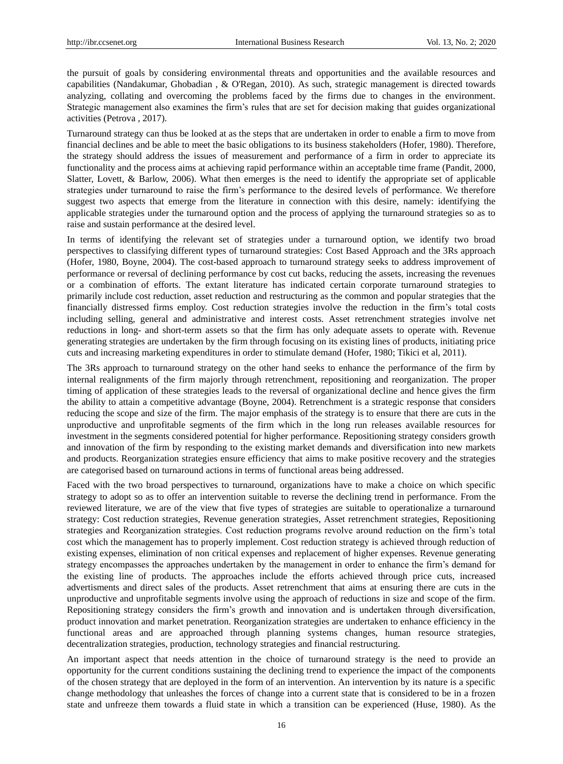the pursuit of goals by considering environmental threats and opportunities and the available resources and capabilities (Nandakumar, Ghobadian , & O'Regan, 2010). As such, strategic management is directed towards analyzing, collating and overcoming the problems faced by the firms due to changes in the environment. Strategic management also examines the firm's rules that are set for decision making that guides organizational activities (Petrova , 2017).

Turnaround strategy can thus be looked at as the steps that are undertaken in order to enable a firm to move from financial declines and be able to meet the basic obligations to its business stakeholders (Hofer, 1980). Therefore, the strategy should address the issues of measurement and performance of a firm in order to appreciate its functionality and the process aims at achieving rapid performance within an acceptable time frame (Pandit, 2000, Slatter, Lovett, & Barlow, 2006). What then emerges is the need to identify the appropriate set of applicable strategies under turnaround to raise the firm's performance to the desired levels of performance. We therefore suggest two aspects that emerge from the literature in connection with this desire, namely: identifying the applicable strategies under the turnaround option and the process of applying the turnaround strategies so as to raise and sustain performance at the desired level.

In terms of identifying the relevant set of strategies under a turnaround option, we identify two broad perspectives to classifying different types of turnaround strategies: Cost Based Approach and the 3Rs approach (Hofer, 1980, Boyne, 2004). The cost-based approach to turnaround strategy seeks to address improvement of performance or reversal of declining performance by cost cut backs, reducing the assets, increasing the revenues or a combination of efforts. The extant literature has indicated certain corporate turnaround strategies to primarily include cost reduction, asset reduction and restructuring as the common and popular strategies that the financially distressed firms employ. Cost reduction strategies involve the reduction in the firm's total costs including selling, general and administrative and interest costs. Asset retrenchment strategies involve net reductions in long- and short-term assets so that the firm has only adequate assets to operate with. Revenue generating strategies are undertaken by the firm through focusing on its existing lines of products, initiating price cuts and increasing marketing expenditures in order to stimulate demand (Hofer, 1980; Tikici et al, 2011).

The 3Rs approach to turnaround strategy on the other hand seeks to enhance the performance of the firm by internal realignments of the firm majorly through retrenchment, repositioning and reorganization. The proper timing of application of these strategies leads to the reversal of organizational decline and hence gives the firm the ability to attain a competitive advantage (Boyne, 2004). Retrenchment is a strategic response that considers reducing the scope and size of the firm. The major emphasis of the strategy is to ensure that there are cuts in the unproductive and unprofitable segments of the firm which in the long run releases available resources for investment in the segments considered potential for higher performance. Repositioning strategy considers growth and innovation of the firm by responding to the existing market demands and diversification into new markets and products. Reorganization strategies ensure efficiency that aims to make positive recovery and the strategies are categorised based on turnaround actions in terms of functional areas being addressed.

Faced with the two broad perspectives to turnaround, organizations have to make a choice on which specific strategy to adopt so as to offer an intervention suitable to reverse the declining trend in performance. From the reviewed literature, we are of the view that five types of strategies are suitable to operationalize a turnaround strategy: Cost reduction strategies, Revenue generation strategies, Asset retrenchment strategies, Repositioning strategies and Reorganization strategies. Cost reduction programs revolve around reduction on the firm's total cost which the management has to properly implement. Cost reduction strategy is achieved through reduction of existing expenses, elimination of non critical expenses and replacement of higher expenses. Revenue generating strategy encompasses the approaches undertaken by the management in order to enhance the firm's demand for the existing line of products. The approaches include the efforts achieved through price cuts, increased advertisments and direct sales of the products. Asset retrenchment that aims at ensuring there are cuts in the unproductive and unprofitable segments involve using the approach of reductions in size and scope of the firm. Repositioning strategy considers the firm's growth and innovation and is undertaken through diversification, product innovation and market penetration. Reorganization strategies are undertaken to enhance efficiency in the functional areas and are approached through planning systems changes, human resource strategies, decentralization strategies, production, technology strategies and financial restructuring.

An important aspect that needs attention in the choice of turnaround strategy is the need to provide an opportunity for the current conditions sustaining the declining trend to experience the impact of the components of the chosen strategy that are deployed in the form of an intervention. An intervention by its nature is a specific change methodology that unleashes the forces of change into a current state that is considered to be in a frozen state and unfreeze them towards a fluid state in which a transition can be experienced (Huse, 1980). As the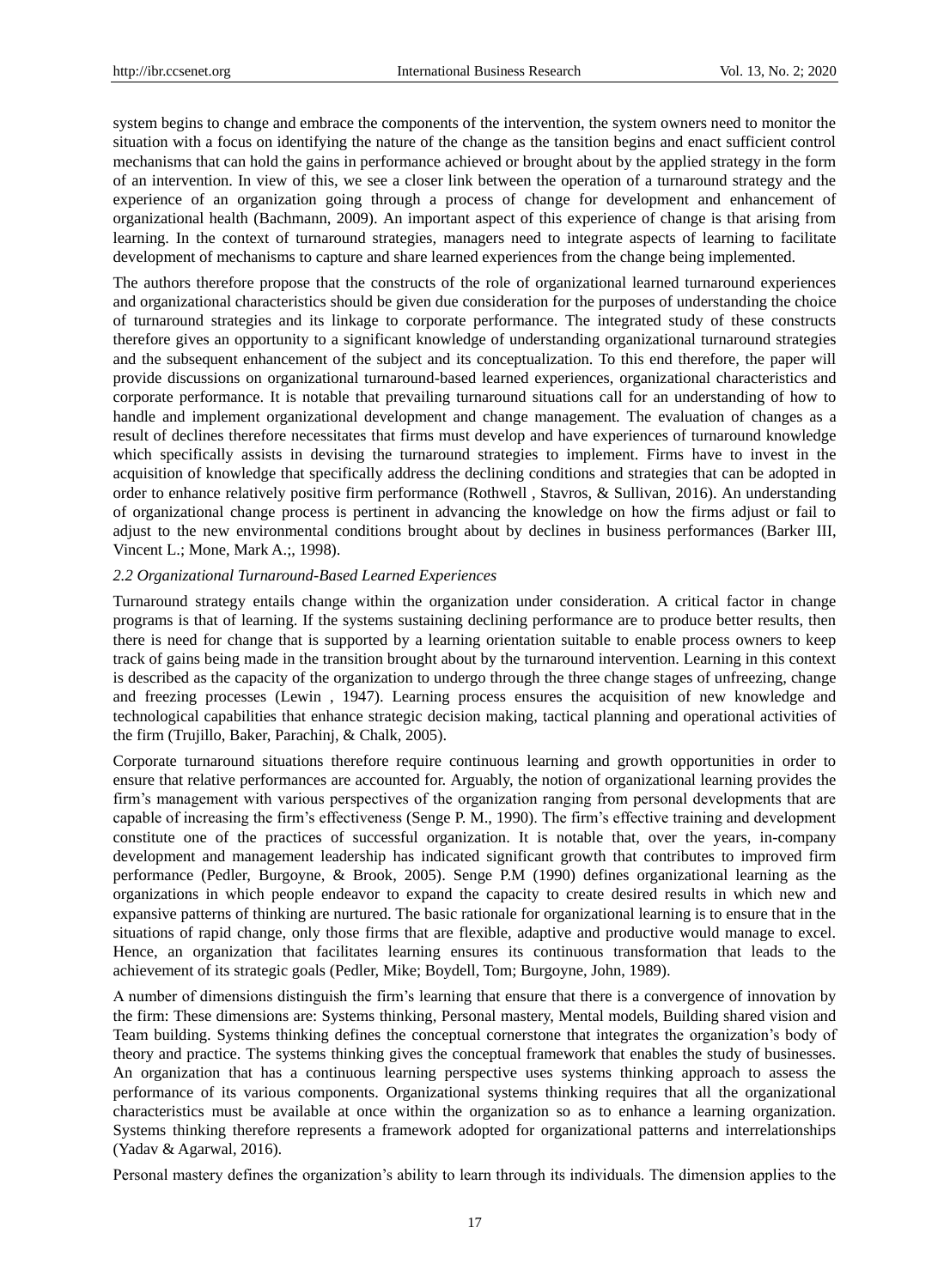system begins to change and embrace the components of the intervention, the system owners need to monitor the situation with a focus on identifying the nature of the change as the tansition begins and enact sufficient control mechanisms that can hold the gains in performance achieved or brought about by the applied strategy in the form of an intervention. In view of this, we see a closer link between the operation of a turnaround strategy and the experience of an organization going through a process of change for development and enhancement of organizational health (Bachmann, 2009). An important aspect of this experience of change is that arising from learning. In the context of turnaround strategies, managers need to integrate aspects of learning to facilitate development of mechanisms to capture and share learned experiences from the change being implemented.

The authors therefore propose that the constructs of the role of organizational learned turnaround experiences and organizational characteristics should be given due consideration for the purposes of understanding the choice of turnaround strategies and its linkage to corporate performance. The integrated study of these constructs therefore gives an opportunity to a significant knowledge of understanding organizational turnaround strategies and the subsequent enhancement of the subject and its conceptualization. To this end therefore, the paper will provide discussions on organizational turnaround-based learned experiences, organizational characteristics and corporate performance. It is notable that prevailing turnaround situations call for an understanding of how to handle and implement organizational development and change management. The evaluation of changes as a result of declines therefore necessitates that firms must develop and have experiences of turnaround knowledge which specifically assists in devising the turnaround strategies to implement. Firms have to invest in the acquisition of knowledge that specifically address the declining conditions and strategies that can be adopted in order to enhance relatively positive firm performance (Rothwell , Stavros, & Sullivan, 2016). An understanding of organizational change process is pertinent in advancing the knowledge on how the firms adjust or fail to adjust to the new environmental conditions brought about by declines in business performances (Barker III, Vincent L.; Mone, Mark A.;, 1998).

### *2.2 Organizational Turnaround-Based Learned Experiences*

Turnaround strategy entails change within the organization under consideration. A critical factor in change programs is that of learning. If the systems sustaining declining performance are to produce better results, then there is need for change that is supported by a learning orientation suitable to enable process owners to keep track of gains being made in the transition brought about by the turnaround intervention. Learning in this context is described as the capacity of the organization to undergo through the three change stages of unfreezing, change and freezing processes (Lewin , 1947). Learning process ensures the acquisition of new knowledge and technological capabilities that enhance strategic decision making, tactical planning and operational activities of the firm (Trujillo, Baker, Parachinj, & Chalk, 2005).

Corporate turnaround situations therefore require continuous learning and growth opportunities in order to ensure that relative performances are accounted for. Arguably, the notion of organizational learning provides the firm's management with various perspectives of the organization ranging from personal developments that are capable of increasing the firm's effectiveness (Senge P. M., 1990). The firm's effective training and development constitute one of the practices of successful organization. It is notable that, over the years, in-company development and management leadership has indicated significant growth that contributes to improved firm performance (Pedler, Burgoyne, & Brook, 2005). Senge P.M (1990) defines organizational learning as the organizations in which people endeavor to expand the capacity to create desired results in which new and expansive patterns of thinking are nurtured. The basic rationale for organizational learning is to ensure that in the situations of rapid change, only those firms that are flexible, adaptive and productive would manage to excel. Hence, an organization that facilitates learning ensures its continuous transformation that leads to the achievement of its strategic goals (Pedler, Mike; Boydell, Tom; Burgoyne, John, 1989).

A number of dimensions distinguish the firm's learning that ensure that there is a convergence of innovation by the firm: These dimensions are: Systems thinking, Personal mastery, Mental models, Building shared vision and Team building. Systems thinking defines the conceptual cornerstone that integrates the organization's body of theory and practice. The systems thinking gives the conceptual framework that enables the study of businesses. An organization that has a continuous learning perspective uses systems thinking approach to assess the performance of its various components. Organizational systems thinking requires that all the organizational characteristics must be available at once within the organization so as to enhance a learning organization. Systems thinking therefore represents a framework adopted for organizational patterns and interrelationships (Yadav & Agarwal, 2016).

Personal mastery defines the organization's ability to learn through its individuals. The dimension applies to the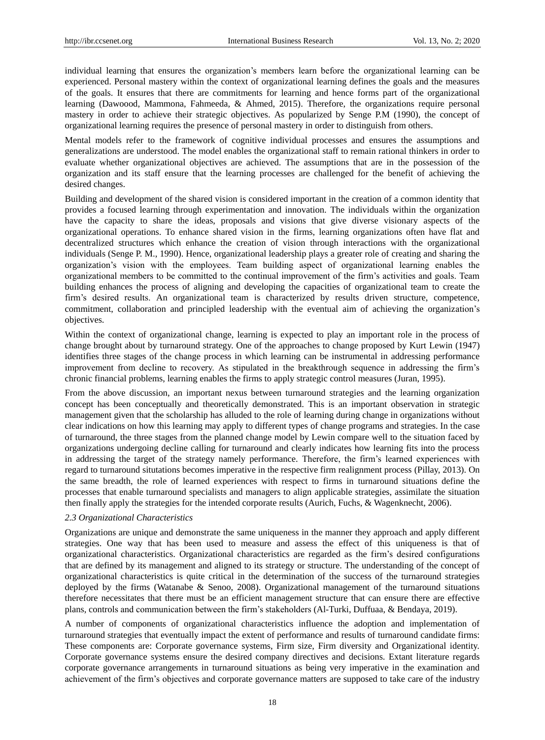individual learning that ensures the organization's members learn before the organizational learning can be experienced. Personal mastery within the context of organizational learning defines the goals and the measures of the goals. It ensures that there are commitments for learning and hence forms part of the organizational learning (Dawoood, Mammona, Fahmeeda, & Ahmed, 2015). Therefore, the organizations require personal mastery in order to achieve their strategic objectives. As popularized by Senge P.M (1990), the concept of organizational learning requires the presence of personal mastery in order to distinguish from others.

Mental models refer to the framework of cognitive individual processes and ensures the assumptions and generalizations are understood. The model enables the organizational staff to remain rational thinkers in order to evaluate whether organizational objectives are achieved. The assumptions that are in the possession of the organization and its staff ensure that the learning processes are challenged for the benefit of achieving the desired changes.

Building and development of the shared vision is considered important in the creation of a common identity that provides a focused learning through experimentation and innovation. The individuals within the organization have the capacity to share the ideas, proposals and visions that give diverse visionary aspects of the organizational operations. To enhance shared vision in the firms, learning organizations often have flat and decentralized structures which enhance the creation of vision through interactions with the organizational individuals (Senge P. M., 1990). Hence, organizational leadership plays a greater role of creating and sharing the organization's vision with the employees. Team building aspect of organizational learning enables the organizational members to be committed to the continual improvement of the firm's activities and goals. Team building enhances the process of aligning and developing the capacities of organizational team to create the firm's desired results. An organizational team is characterized by results driven structure, competence, commitment, collaboration and principled leadership with the eventual aim of achieving the organization's objectives.

Within the context of organizational change, learning is expected to play an important role in the process of change brought about by turnaround strategy. One of the approaches to change proposed by Kurt Lewin (1947) identifies three stages of the change process in which learning can be instrumental in addressing performance improvement from decline to recovery. As stipulated in the breakthrough sequence in addressing the firm's chronic financial problems, learning enables the firms to apply strategic control measures (Juran, 1995).

From the above discussion, an important nexus between turnaround strategies and the learning organization concept has been conceptually and theoretically demonstrated. This is an important observation in strategic management given that the scholarship has alluded to the role of learning during change in organizations without clear indications on how this learning may apply to different types of change programs and strategies. In the case of turnaround, the three stages from the planned change model by Lewin compare well to the situation faced by organizations undergoing decline calling for turnaround and clearly indicates how learning fits into the process in addressing the target of the strategy namely performance. Therefore, the firm's learned experiences with regard to turnaround situtations becomes imperative in the respective firm realignment process (Pillay, 2013). On the same breadth, the role of learned experiences with respect to firms in turnaround situations define the processes that enable turnaround specialists and managers to align applicable strategies, assimilate the situation then finally apply the strategies for the intended corporate results (Aurich, Fuchs, & Wagenknecht, 2006).

### *2.3 Organizational Characteristics*

Organizations are unique and demonstrate the same uniqueness in the manner they approach and apply different strategies. One way that has been used to measure and assess the effect of this uniqueness is that of organizational characteristics. Organizational characteristics are regarded as the firm's desired configurations that are defined by its management and aligned to its strategy or structure. The understanding of the concept of organizational characteristics is quite critical in the determination of the success of the turnaround strategies deployed by the firms (Watanabe & Senoo, 2008). Organizational management of the turnaround situations therefore necessitates that there must be an efficient management structure that can ensure there are effective plans, controls and communication between the firm's stakeholders (Al-Turki, Duffuaa, & Bendaya, 2019).

A number of components of organizational characteristics influence the adoption and implementation of turnaround strategies that eventually impact the extent of performance and results of turnaround candidate firms: These components are: Corporate governance systems, Firm size, Firm diversity and Organizational identity. Corporate governance systems ensure the desired company directives and decisions. Extant literature regards corporate governance arrangements in turnaround situations as being very imperative in the examination and achievement of the firm's objectives and corporate governance matters are supposed to take care of the industry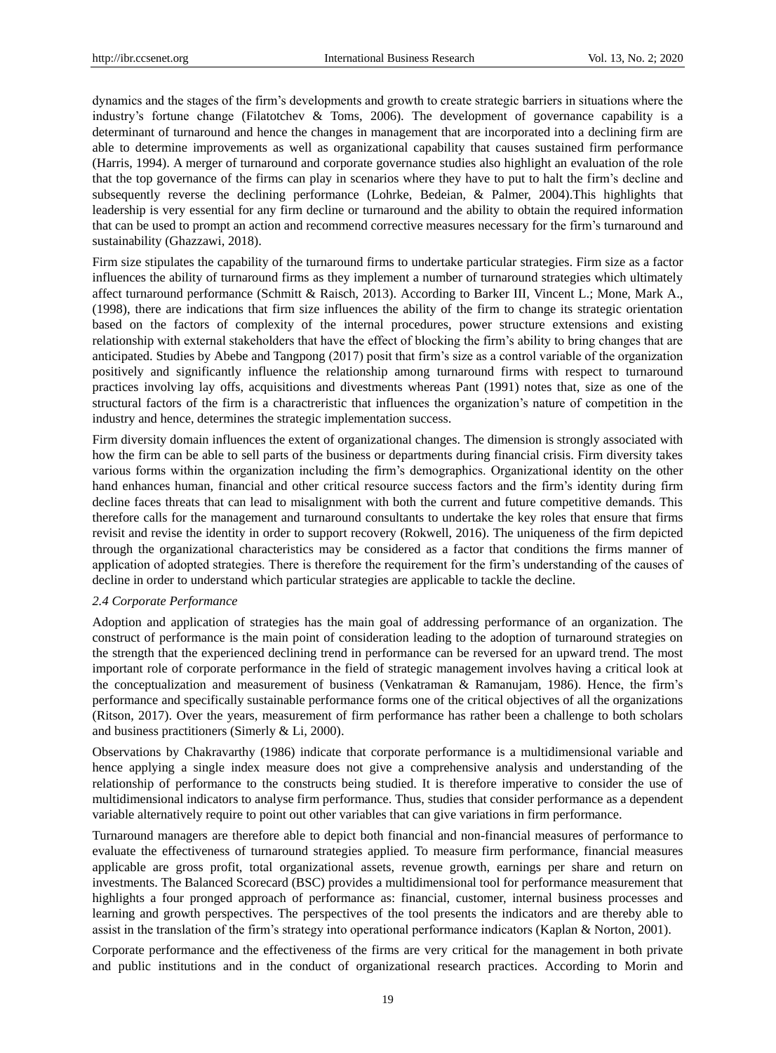dynamics and the stages of the firm's developments and growth to create strategic barriers in situations where the industry's fortune change (Filatotchev & Toms, 2006). The development of governance capability is a determinant of turnaround and hence the changes in management that are incorporated into a declining firm are able to determine improvements as well as organizational capability that causes sustained firm performance (Harris, 1994). A merger of turnaround and corporate governance studies also highlight an evaluation of the role that the top governance of the firms can play in scenarios where they have to put to halt the firm's decline and subsequently reverse the declining performance (Lohrke, Bedeian, & Palmer, 2004).This highlights that leadership is very essential for any firm decline or turnaround and the ability to obtain the required information that can be used to prompt an action and recommend corrective measures necessary for the firm's turnaround and sustainability (Ghazzawi, 2018).

Firm size stipulates the capability of the turnaround firms to undertake particular strategies. Firm size as a factor influences the ability of turnaround firms as they implement a number of turnaround strategies which ultimately affect turnaround performance (Schmitt & Raisch, 2013). According to Barker III, Vincent L.; Mone, Mark A., (1998), there are indications that firm size influences the ability of the firm to change its strategic orientation based on the factors of complexity of the internal procedures, power structure extensions and existing relationship with external stakeholders that have the effect of blocking the firm's ability to bring changes that are anticipated. Studies by Abebe and Tangpong (2017) posit that firm's size as a control variable of the organization positively and significantly influence the relationship among turnaround firms with respect to turnaround practices involving lay offs, acquisitions and divestments whereas Pant (1991) notes that, size as one of the structural factors of the firm is a charactreristic that influences the organization's nature of competition in the industry and hence, determines the strategic implementation success.

Firm diversity domain influences the extent of organizational changes. The dimension is strongly associated with how the firm can be able to sell parts of the business or departments during financial crisis. Firm diversity takes various forms within the organization including the firm's demographics. Organizational identity on the other hand enhances human, financial and other critical resource success factors and the firm's identity during firm decline faces threats that can lead to misalignment with both the current and future competitive demands. This therefore calls for the management and turnaround consultants to undertake the key roles that ensure that firms revisit and revise the identity in order to support recovery (Rokwell, 2016). The uniqueness of the firm depicted through the organizational characteristics may be considered as a factor that conditions the firms manner of application of adopted strategies. There is therefore the requirement for the firm's understanding of the causes of decline in order to understand which particular strategies are applicable to tackle the decline.

### *2.4 Corporate Performance*

Adoption and application of strategies has the main goal of addressing performance of an organization. The construct of performance is the main point of consideration leading to the adoption of turnaround strategies on the strength that the experienced declining trend in performance can be reversed for an upward trend. The most important role of corporate performance in the field of strategic management involves having a critical look at the conceptualization and measurement of business (Venkatraman & Ramanujam, 1986). Hence, the firm's performance and specifically sustainable performance forms one of the critical objectives of all the organizations (Ritson, 2017). Over the years, measurement of firm performance has rather been a challenge to both scholars and business practitioners (Simerly & Li, 2000).

Observations by Chakravarthy (1986) indicate that corporate performance is a multidimensional variable and hence applying a single index measure does not give a comprehensive analysis and understanding of the relationship of performance to the constructs being studied. It is therefore imperative to consider the use of multidimensional indicators to analyse firm performance. Thus, studies that consider performance as a dependent variable alternatively require to point out other variables that can give variations in firm performance.

Turnaround managers are therefore able to depict both financial and non-financial measures of performance to evaluate the effectiveness of turnaround strategies applied. To measure firm performance, financial measures applicable are gross profit, total organizational assets, revenue growth, earnings per share and return on investments. The Balanced Scorecard (BSC) provides a multidimensional tool for performance measurement that highlights a four pronged approach of performance as: financial, customer, internal business processes and learning and growth perspectives. The perspectives of the tool presents the indicators and are thereby able to assist in the translation of the firm's strategy into operational performance indicators (Kaplan & Norton, 2001).

Corporate performance and the effectiveness of the firms are very critical for the management in both private and public institutions and in the conduct of organizational research practices. According to Morin and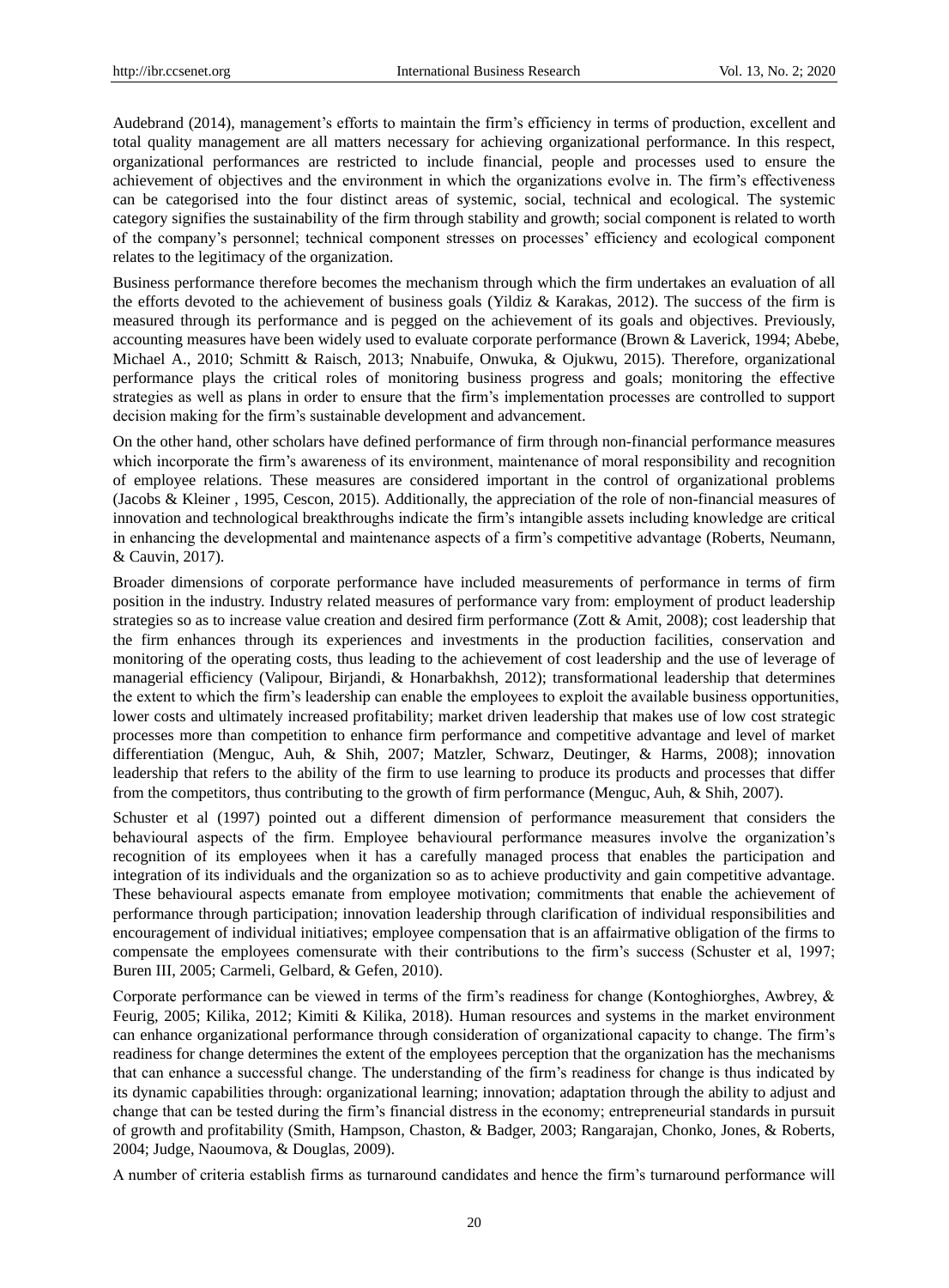Audebrand (2014), management's efforts to maintain the firm's efficiency in terms of production, excellent and total quality management are all matters necessary for achieving organizational performance. In this respect, organizational performances are restricted to include financial, people and processes used to ensure the achievement of objectives and the environment in which the organizations evolve in. The firm's effectiveness can be categorised into the four distinct areas of systemic, social, technical and ecological. The systemic category signifies the sustainability of the firm through stability and growth; social component is related to worth of the company's personnel; technical component stresses on processes' efficiency and ecological component relates to the legitimacy of the organization.

Business performance therefore becomes the mechanism through which the firm undertakes an evaluation of all the efforts devoted to the achievement of business goals (Yildiz & Karakas, 2012). The success of the firm is measured through its performance and is pegged on the achievement of its goals and objectives. Previously, accounting measures have been widely used to evaluate corporate performance (Brown & Laverick, 1994; Abebe, Michael A., 2010; Schmitt & Raisch, 2013; Nnabuife, Onwuka, & Ojukwu, 2015). Therefore, organizational performance plays the critical roles of monitoring business progress and goals; monitoring the effective strategies as well as plans in order to ensure that the firm's implementation processes are controlled to support decision making for the firm's sustainable development and advancement.

On the other hand, other scholars have defined performance of firm through non-financial performance measures which incorporate the firm's awareness of its environment, maintenance of moral responsibility and recognition of employee relations. These measures are considered important in the control of organizational problems (Jacobs & Kleiner , 1995, Cescon, 2015). Additionally, the appreciation of the role of non-financial measures of innovation and technological breakthroughs indicate the firm's intangible assets including knowledge are critical in enhancing the developmental and maintenance aspects of a firm's competitive advantage (Roberts, Neumann, & Cauvin, 2017).

Broader dimensions of corporate performance have included measurements of performance in terms of firm position in the industry. Industry related measures of performance vary from: employment of product leadership strategies so as to increase value creation and desired firm performance (Zott & Amit, 2008); cost leadership that the firm enhances through its experiences and investments in the production facilities, conservation and monitoring of the operating costs, thus leading to the achievement of cost leadership and the use of leverage of managerial efficiency (Valipour, Birjandi, & Honarbakhsh, 2012); transformational leadership that determines the extent to which the firm's leadership can enable the employees to exploit the available business opportunities, lower costs and ultimately increased profitability; market driven leadership that makes use of low cost strategic processes more than competition to enhance firm performance and competitive advantage and level of market differentiation (Menguc, Auh, & Shih, 2007; Matzler, Schwarz, Deutinger, & Harms, 2008); innovation leadership that refers to the ability of the firm to use learning to produce its products and processes that differ from the competitors, thus contributing to the growth of firm performance (Menguc, Auh, & Shih, 2007).

Schuster et al (1997) pointed out a different dimension of performance measurement that considers the behavioural aspects of the firm. Employee behavioural performance measures involve the organization's recognition of its employees when it has a carefully managed process that enables the participation and integration of its individuals and the organization so as to achieve productivity and gain competitive advantage. These behavioural aspects emanate from employee motivation; commitments that enable the achievement of performance through participation; innovation leadership through clarification of individual responsibilities and encouragement of individual initiatives; employee compensation that is an affairmative obligation of the firms to compensate the employees comensurate with their contributions to the firm's success (Schuster et al, 1997; Buren III, 2005; Carmeli, Gelbard, & Gefen, 2010).

Corporate performance can be viewed in terms of the firm's readiness for change (Kontoghiorghes, Awbrey, & Feurig, 2005; Kilika, 2012; Kimiti & Kilika, 2018). Human resources and systems in the market environment can enhance organizational performance through consideration of organizational capacity to change. The firm's readiness for change determines the extent of the employees perception that the organization has the mechanisms that can enhance a successful change. The understanding of the firm's readiness for change is thus indicated by its dynamic capabilities through: organizational learning; innovation; adaptation through the ability to adjust and change that can be tested during the firm's financial distress in the economy; entrepreneurial standards in pursuit of growth and profitability (Smith, Hampson, Chaston, & Badger, 2003; Rangarajan, Chonko, Jones, & Roberts, 2004; Judge, Naoumova, & Douglas, 2009).

A number of criteria establish firms as turnaround candidates and hence the firm's turnaround performance will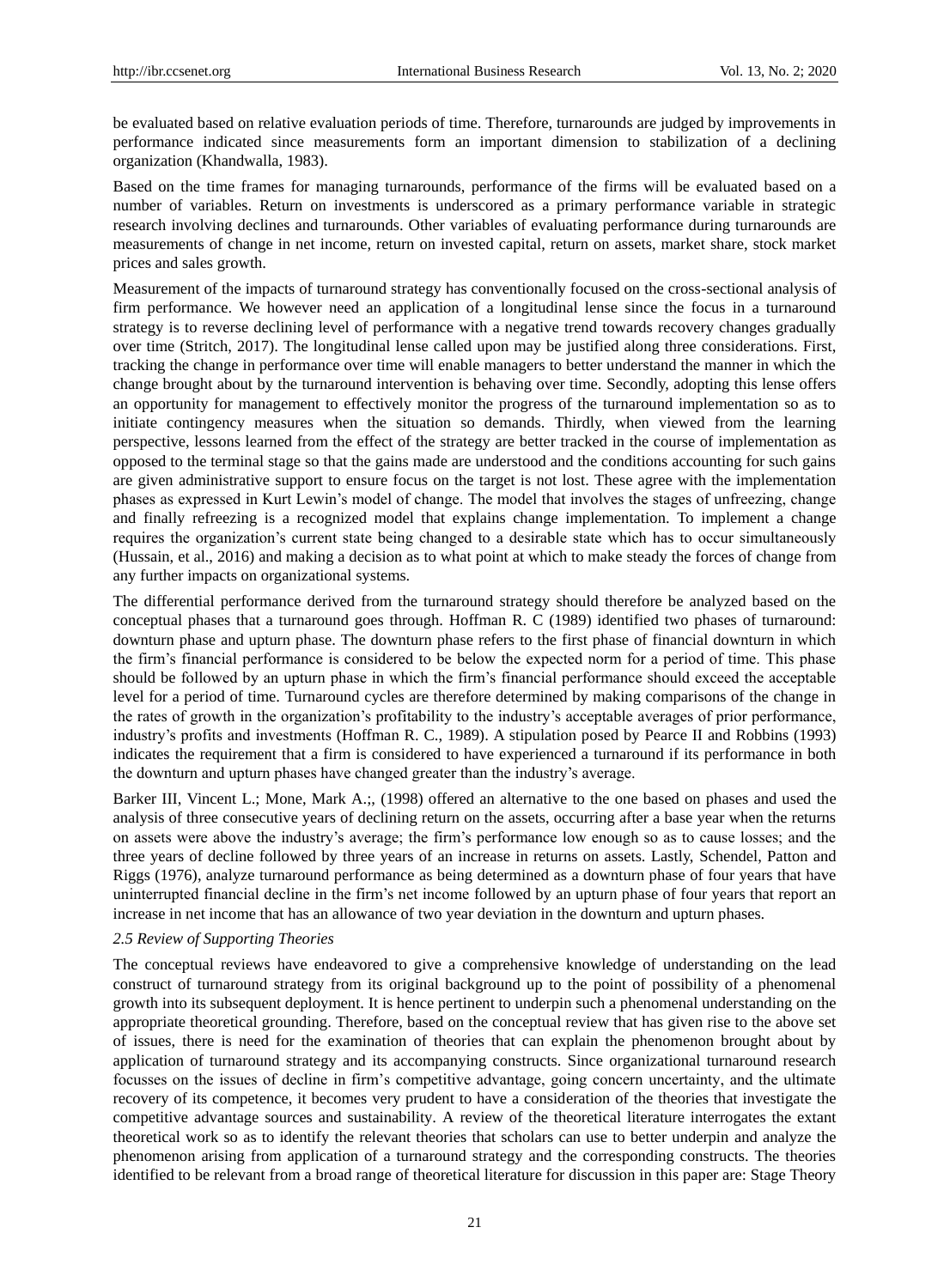be evaluated based on relative evaluation periods of time. Therefore, turnarounds are judged by improvements in performance indicated since measurements form an important dimension to stabilization of a declining organization (Khandwalla, 1983).

Based on the time frames for managing turnarounds, performance of the firms will be evaluated based on a number of variables. Return on investments is underscored as a primary performance variable in strategic research involving declines and turnarounds. Other variables of evaluating performance during turnarounds are measurements of change in net income, return on invested capital, return on assets, market share, stock market prices and sales growth.

Measurement of the impacts of turnaround strategy has conventionally focused on the cross-sectional analysis of firm performance. We however need an application of a longitudinal lense since the focus in a turnaround strategy is to reverse declining level of performance with a negative trend towards recovery changes gradually over time (Stritch, 2017). The longitudinal lense called upon may be justified along three considerations. First, tracking the change in performance over time will enable managers to better understand the manner in which the change brought about by the turnaround intervention is behaving over time. Secondly, adopting this lense offers an opportunity for management to effectively monitor the progress of the turnaround implementation so as to initiate contingency measures when the situation so demands. Thirdly, when viewed from the learning perspective, lessons learned from the effect of the strategy are better tracked in the course of implementation as opposed to the terminal stage so that the gains made are understood and the conditions accounting for such gains are given administrative support to ensure focus on the target is not lost. These agree with the implementation phases as expressed in Kurt Lewin's model of change. The model that involves the stages of unfreezing, change and finally refreezing is a recognized model that explains change implementation. To implement a change requires the organization's current state being changed to a desirable state which has to occur simultaneously (Hussain, et al., 2016) and making a decision as to what point at which to make steady the forces of change from any further impacts on organizational systems.

The differential performance derived from the turnaround strategy should therefore be analyzed based on the conceptual phases that a turnaround goes through. Hoffman R. C (1989) identified two phases of turnaround: downturn phase and upturn phase. The downturn phase refers to the first phase of financial downturn in which the firm's financial performance is considered to be below the expected norm for a period of time. This phase should be followed by an upturn phase in which the firm's financial performance should exceed the acceptable level for a period of time. Turnaround cycles are therefore determined by making comparisons of the change in the rates of growth in the organization's profitability to the industry's acceptable averages of prior performance, industry's profits and investments (Hoffman R. C., 1989). A stipulation posed by Pearce II and Robbins (1993) indicates the requirement that a firm is considered to have experienced a turnaround if its performance in both the downturn and upturn phases have changed greater than the industry's average.

Barker III, Vincent L.; Mone, Mark A.;, (1998) offered an alternative to the one based on phases and used the analysis of three consecutive years of declining return on the assets, occurring after a base year when the returns on assets were above the industry's average; the firm's performance low enough so as to cause losses; and the three years of decline followed by three years of an increase in returns on assets. Lastly, Schendel, Patton and Riggs (1976), analyze turnaround performance as being determined as a downturn phase of four years that have uninterrupted financial decline in the firm's net income followed by an upturn phase of four years that report an increase in net income that has an allowance of two year deviation in the downturn and upturn phases.

### *2.5 Review of Supporting Theories*

The conceptual reviews have endeavored to give a comprehensive knowledge of understanding on the lead construct of turnaround strategy from its original background up to the point of possibility of a phenomenal growth into its subsequent deployment. It is hence pertinent to underpin such a phenomenal understanding on the appropriate theoretical grounding. Therefore, based on the conceptual review that has given rise to the above set of issues, there is need for the examination of theories that can explain the phenomenon brought about by application of turnaround strategy and its accompanying constructs. Since organizational turnaround research focusses on the issues of decline in firm's competitive advantage, going concern uncertainty, and the ultimate recovery of its competence, it becomes very prudent to have a consideration of the theories that investigate the competitive advantage sources and sustainability. A review of the theoretical literature interrogates the extant theoretical work so as to identify the relevant theories that scholars can use to better underpin and analyze the phenomenon arising from application of a turnaround strategy and the corresponding constructs. The theories identified to be relevant from a broad range of theoretical literature for discussion in this paper are: Stage Theory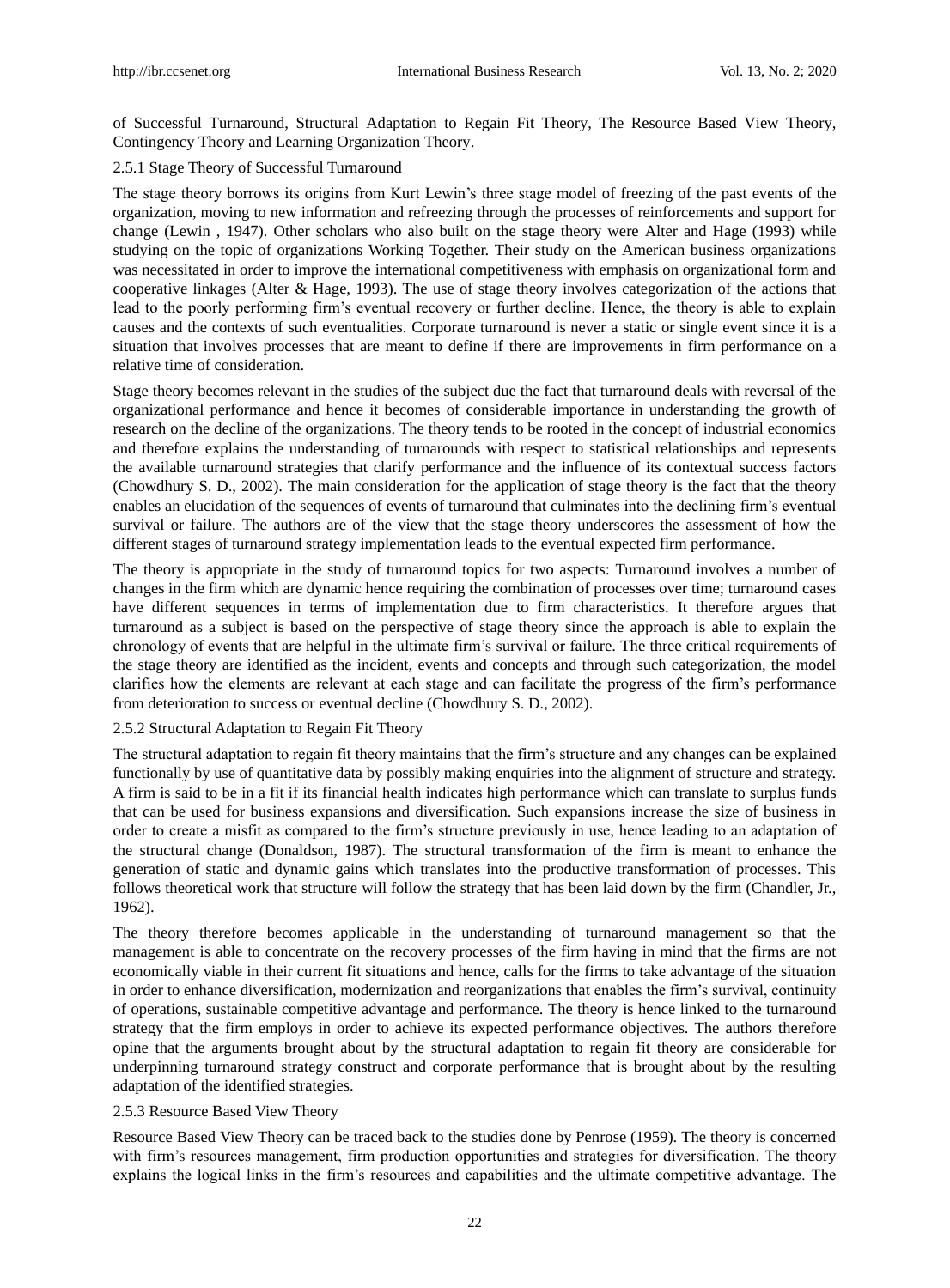of Successful Turnaround, Structural Adaptation to Regain Fit Theory, The Resource Based View Theory, Contingency Theory and Learning Organization Theory.

### 2.5.1 Stage Theory of Successful Turnaround

The stage theory borrows its origins from Kurt Lewin's three stage model of freezing of the past events of the organization, moving to new information and refreezing through the processes of reinforcements and support for change (Lewin , 1947). Other scholars who also built on the stage theory were Alter and Hage (1993) while studying on the topic of organizations Working Together. Their study on the American business organizations was necessitated in order to improve the international competitiveness with emphasis on organizational form and cooperative linkages (Alter & Hage, 1993). The use of stage theory involves categorization of the actions that lead to the poorly performing firm's eventual recovery or further decline. Hence, the theory is able to explain causes and the contexts of such eventualities. Corporate turnaround is never a static or single event since it is a situation that involves processes that are meant to define if there are improvements in firm performance on a relative time of consideration.

Stage theory becomes relevant in the studies of the subject due the fact that turnaround deals with reversal of the organizational performance and hence it becomes of considerable importance in understanding the growth of research on the decline of the organizations. The theory tends to be rooted in the concept of industrial economics and therefore explains the understanding of turnarounds with respect to statistical relationships and represents the available turnaround strategies that clarify performance and the influence of its contextual success factors (Chowdhury S. D., 2002). The main consideration for the application of stage theory is the fact that the theory enables an elucidation of the sequences of events of turnaround that culminates into the declining firm's eventual survival or failure. The authors are of the view that the stage theory underscores the assessment of how the different stages of turnaround strategy implementation leads to the eventual expected firm performance.

The theory is appropriate in the study of turnaround topics for two aspects: Turnaround involves a number of changes in the firm which are dynamic hence requiring the combination of processes over time; turnaround cases have different sequences in terms of implementation due to firm characteristics. It therefore argues that turnaround as a subject is based on the perspective of stage theory since the approach is able to explain the chronology of events that are helpful in the ultimate firm's survival or failure. The three critical requirements of the stage theory are identified as the incident, events and concepts and through such categorization, the model clarifies how the elements are relevant at each stage and can facilitate the progress of the firm's performance from deterioration to success or eventual decline (Chowdhury S. D., 2002).

### 2.5.2 Structural Adaptation to Regain Fit Theory

The structural adaptation to regain fit theory maintains that the firm's structure and any changes can be explained functionally by use of quantitative data by possibly making enquiries into the alignment of structure and strategy. A firm is said to be in a fit if its financial health indicates high performance which can translate to surplus funds that can be used for business expansions and diversification. Such expansions increase the size of business in order to create a misfit as compared to the firm's structure previously in use, hence leading to an adaptation of the structural change (Donaldson, 1987). The structural transformation of the firm is meant to enhance the generation of static and dynamic gains which translates into the productive transformation of processes. This follows theoretical work that structure will follow the strategy that has been laid down by the firm (Chandler, Jr., 1962).

The theory therefore becomes applicable in the understanding of turnaround management so that the management is able to concentrate on the recovery processes of the firm having in mind that the firms are not economically viable in their current fit situations and hence, calls for the firms to take advantage of the situation in order to enhance diversification, modernization and reorganizations that enables the firm's survival, continuity of operations, sustainable competitive advantage and performance. The theory is hence linked to the turnaround strategy that the firm employs in order to achieve its expected performance objectives. The authors therefore opine that the arguments brought about by the structural adaptation to regain fit theory are considerable for underpinning turnaround strategy construct and corporate performance that is brought about by the resulting adaptation of the identified strategies.

### 2.5.3 Resource Based View Theory

Resource Based View Theory can be traced back to the studies done by Penrose (1959). The theory is concerned with firm's resources management, firm production opportunities and strategies for diversification. The theory explains the logical links in the firm's resources and capabilities and the ultimate competitive advantage. The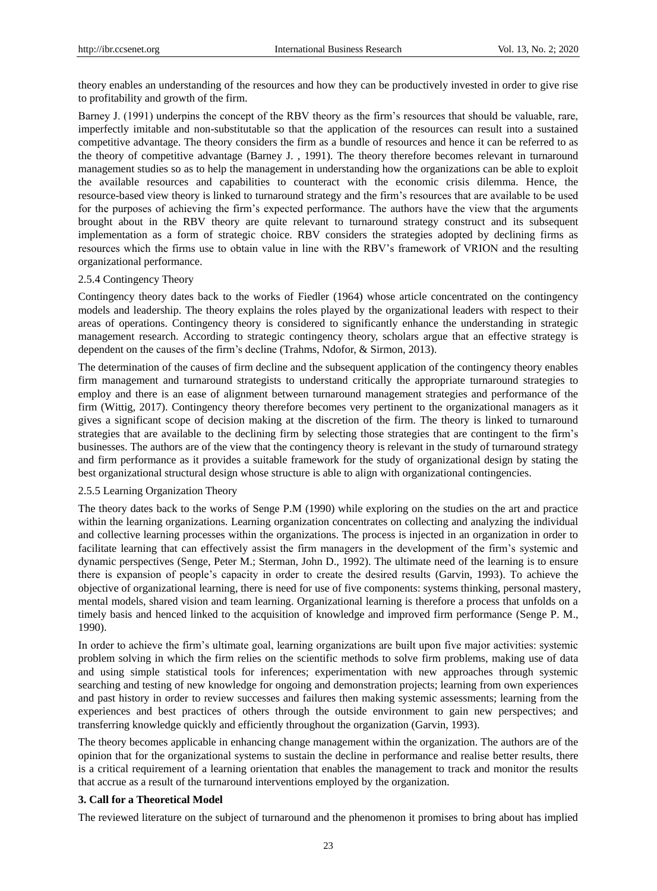theory enables an understanding of the resources and how they can be productively invested in order to give rise to profitability and growth of the firm.

Barney J. (1991) underpins the concept of the RBV theory as the firm's resources that should be valuable, rare, imperfectly imitable and non-substitutable so that the application of the resources can result into a sustained competitive advantage. The theory considers the firm as a bundle of resources and hence it can be referred to as the theory of competitive advantage (Barney J. , 1991). The theory therefore becomes relevant in turnaround management studies so as to help the management in understanding how the organizations can be able to exploit the available resources and capabilities to counteract with the economic crisis dilemma. Hence, the resource-based view theory is linked to turnaround strategy and the firm's resources that are available to be used for the purposes of achieving the firm's expected performance. The authors have the view that the arguments brought about in the RBV theory are quite relevant to turnaround strategy construct and its subsequent implementation as a form of strategic choice. RBV considers the strategies adopted by declining firms as resources which the firms use to obtain value in line with the RBV's framework of VRION and the resulting organizational performance.

### 2.5.4 Contingency Theory

Contingency theory dates back to the works of Fiedler (1964) whose article concentrated on the contingency models and leadership. The theory explains the roles played by the organizational leaders with respect to their areas of operations. Contingency theory is considered to significantly enhance the understanding in strategic management research. According to strategic contingency theory, scholars argue that an effective strategy is dependent on the causes of the firm's decline (Trahms, Ndofor, & Sirmon, 2013).

The determination of the causes of firm decline and the subsequent application of the contingency theory enables firm management and turnaround strategists to understand critically the appropriate turnaround strategies to employ and there is an ease of alignment between turnaround management strategies and performance of the firm (Wittig, 2017). Contingency theory therefore becomes very pertinent to the organizational managers as it gives a significant scope of decision making at the discretion of the firm. The theory is linked to turnaround strategies that are available to the declining firm by selecting those strategies that are contingent to the firm's businesses. The authors are of the view that the contingency theory is relevant in the study of turnaround strategy and firm performance as it provides a suitable framework for the study of organizational design by stating the best organizational structural design whose structure is able to align with organizational contingencies.

### 2.5.5 Learning Organization Theory

The theory dates back to the works of Senge P.M (1990) while exploring on the studies on the art and practice within the learning organizations. Learning organization concentrates on collecting and analyzing the individual and collective learning processes within the organizations. The process is injected in an organization in order to facilitate learning that can effectively assist the firm managers in the development of the firm's systemic and dynamic perspectives (Senge, Peter M.; Sterman, John D., 1992). The ultimate need of the learning is to ensure there is expansion of people's capacity in order to create the desired results (Garvin, 1993). To achieve the objective of organizational learning, there is need for use of five components: systems thinking, personal mastery, mental models, shared vision and team learning. Organizational learning is therefore a process that unfolds on a timely basis and henced linked to the acquisition of knowledge and improved firm performance (Senge P. M., 1990).

In order to achieve the firm's ultimate goal, learning organizations are built upon five major activities: systemic problem solving in which the firm relies on the scientific methods to solve firm problems, making use of data and using simple statistical tools for inferences; experimentation with new approaches through systemic searching and testing of new knowledge for ongoing and demonstration projects; learning from own experiences and past history in order to review successes and failures then making systemic assessments; learning from the experiences and best practices of others through the outside environment to gain new perspectives; and transferring knowledge quickly and efficiently throughout the organization (Garvin, 1993).

The theory becomes applicable in enhancing change management within the organization. The authors are of the opinion that for the organizational systems to sustain the decline in performance and realise better results, there is a critical requirement of a learning orientation that enables the management to track and monitor the results that accrue as a result of the turnaround interventions employed by the organization.

## 3. Call for a Theoretical Model

The reviewed literature on the subject of turnaround and the phenomenon it promises to bring about has implied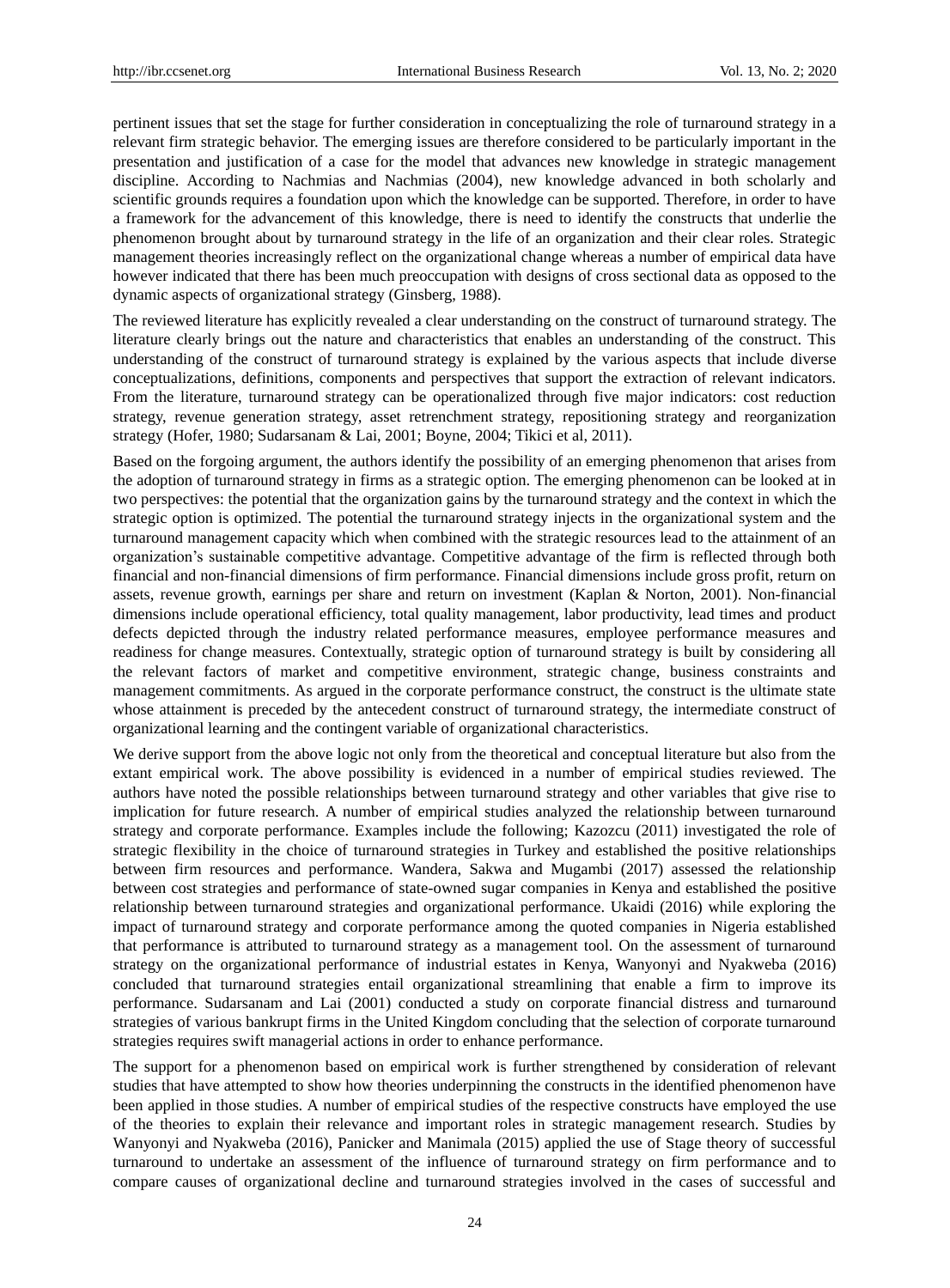pertinent issues that set the stage for further consideration in conceptualizing the role of turnaround strategy in a relevant firm strategic behavior. The emerging issues are therefore considered to be particularly important in the presentation and justification of a case for the model that advances new knowledge in strategic management discipline. According to Nachmias and Nachmias (2004), new knowledge advanced in both scholarly and scientific grounds requires a foundation upon which the knowledge can be supported. Therefore, in order to have a framework for the advancement of this knowledge, there is need to identify the constructs that underlie the phenomenon brought about by turnaround strategy in the life of an organization and their clear roles. Strategic management theories increasingly reflect on the organizational change whereas a number of empirical data have however indicated that there has been much preoccupation with designs of cross sectional data as opposed to the dynamic aspects of organizational strategy (Ginsberg, 1988).

The reviewed literature has explicitly revealed a clear understanding on the construct of turnaround strategy. The literature clearly brings out the nature and characteristics that enables an understanding of the construct. This understanding of the construct of turnaround strategy is explained by the various aspects that include diverse conceptualizations, definitions, components and perspectives that support the extraction of relevant indicators. From the literature, turnaround strategy can be operationalized through five major indicators: cost reduction strategy, revenue generation strategy, asset retrenchment strategy, repositioning strategy and reorganization strategy (Hofer, 1980; Sudarsanam & Lai, 2001; Boyne, 2004; Tikici et al, 2011).

Based on the forgoing argument, the authors identify the possibility of an emerging phenomenon that arises from the adoption of turnaround strategy in firms as a strategic option. The emerging phenomenon can be looked at in two perspectives: the potential that the organization gains by the turnaround strategy and the context in which the strategic option is optimized. The potential the turnaround strategy injects in the organizational system and the turnaround management capacity which when combined with the strategic resources lead to the attainment of an organization's sustainable competitive advantage. Competitive advantage of the firm is reflected through both financial and non-financial dimensions of firm performance. Financial dimensions include gross profit, return on assets, revenue growth, earnings per share and return on investment (Kaplan & Norton, 2001). Non-financial dimensions include operational efficiency, total quality management, labor productivity, lead times and product defects depicted through the industry related performance measures, employee performance measures and readiness for change measures. Contextually, strategic option of turnaround strategy is built by considering all the relevant factors of market and competitive environment, strategic change, business constraints and management commitments. As argued in the corporate performance construct, the construct is the ultimate state whose attainment is preceded by the antecedent construct of turnaround strategy, the intermediate construct of organizational learning and the contingent variable of organizational characteristics.

We derive support from the above logic not only from the theoretical and conceptual literature but also from the extant empirical work. The above possibility is evidenced in a number of empirical studies reviewed. The authors have noted the possible relationships between turnaround strategy and other variables that give rise to implication for future research. A number of empirical studies analyzed the relationship between turnaround strategy and corporate performance. Examples include the following; Kazozcu (2011) investigated the role of strategic flexibility in the choice of turnaround strategies in Turkey and established the positive relationships between firm resources and performance. Wandera, Sakwa and Mugambi (2017) assessed the relationship between cost strategies and performance of state-owned sugar companies in Kenya and established the positive relationship between turnaround strategies and organizational performance. Ukaidi (2016) while exploring the impact of turnaround strategy and corporate performance among the quoted companies in Nigeria established that performance is attributed to turnaround strategy as a management tool. On the assessment of turnaround strategy on the organizational performance of industrial estates in Kenya, Wanyonyi and Nyakweba (2016) concluded that turnaround strategies entail organizational streamlining that enable a firm to improve its performance. Sudarsanam and Lai (2001) conducted a study on corporate financial distress and turnaround strategies of various bankrupt firms in the United Kingdom concluding that the selection of corporate turnaround strategies requires swift managerial actions in order to enhance performance.

The support for a phenomenon based on empirical work is further strengthened by consideration of relevant studies that have attempted to show how theories underpinning the constructs in the identified phenomenon have been applied in those studies. A number of empirical studies of the respective constructs have employed the use of the theories to explain their relevance and important roles in strategic management research. Studies by Wanyonyi and Nyakweba (2016), Panicker and Manimala (2015) applied the use of Stage theory of successful turnaround to undertake an assessment of the influence of turnaround strategy on firm performance and to compare causes of organizational decline and turnaround strategies involved in the cases of successful and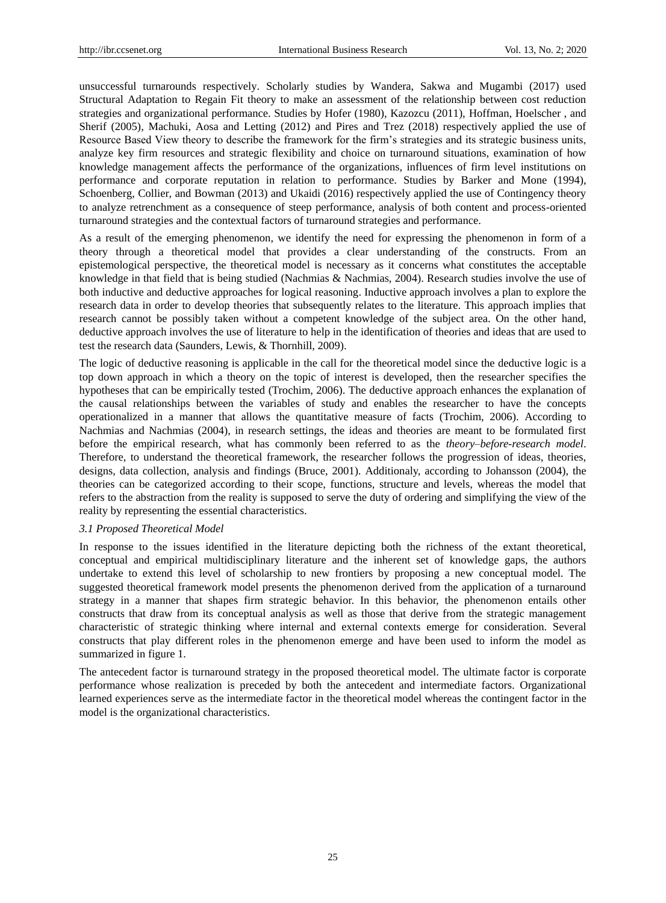unsuccessful turnarounds respectively. Scholarly studies by Wandera, Sakwa and Mugambi (2017) used Structural Adaptation to Regain Fit theory to make an assessment of the relationship between cost reduction strategies and organizational performance. Studies by Hofer (1980), Kazozcu (2011), Hoffman, Hoelscher , and Sherif (2005), Machuki, Aosa and Letting (2012) and Pires and Trez (2018) respectively applied the use of Resource Based View theory to describe the framework for the firm's strategies and its strategic business units, analyze key firm resources and strategic flexibility and choice on turnaround situations, examination of how knowledge management affects the performance of the organizations, influences of firm level institutions on performance and corporate reputation in relation to performance. Studies by Barker and Mone (1994), Schoenberg, Collier, and Bowman (2013) and Ukaidi (2016) respectively applied the use of Contingency theory to analyze retrenchment as a consequence of steep performance, analysis of both content and process-oriented turnaround strategies and the contextual factors of turnaround strategies and performance.

As a result of the emerging phenomenon, we identify the need for expressing the phenomenon in form of a theory through a theoretical model that provides a clear understanding of the constructs. From an epistemological perspective, the theoretical model is necessary as it concerns what constitutes the acceptable knowledge in that field that is being studied (Nachmias & Nachmias, 2004). Research studies involve the use of both inductive and deductive approaches for logical reasoning. Inductive approach involves a plan to explore the research data in order to develop theories that subsequently relates to the literature. This approach implies that research cannot be possibly taken without a competent knowledge of the subject area. On the other hand, deductive approach involves the use of literature to help in the identification of theories and ideas that are used to test the research data (Saunders, Lewis, & Thornhill, 2009).

The logic of deductive reasoning is applicable in the call for the theoretical model since the deductive logic is a top down approach in which a theory on the topic of interest is developed, then the researcher specifies the hypotheses that can be empirically tested (Trochim, 2006). The deductive approach enhances the explanation of the causal relationships between the variables of study and enables the researcher to have the concepts operationalized in a manner that allows the quantitative measure of facts (Trochim, 2006). According to Nachmias and Nachmias (2004), in research settings, the ideas and theories are meant to be formulated first before the empirical research, what has commonly been referred to as the *theory–before-research model*. Therefore, to understand the theoretical framework, the researcher follows the progression of ideas, theories, designs, data collection, analysis and findings (Bruce, 2001). Additionaly, according to Johansson (2004), the theories can be categorized according to their scope, functions, structure and levels, whereas the model that refers to the abstraction from the reality is supposed to serve the duty of ordering and simplifying the view of the reality by representing the essential characteristics.

### 3.1 Proposed Theoretical Model

In response to the issues identified in the literature depicting both the richness of the extant theoretical, conceptual and empirical multidisciplinary literature and the inherent set of knowledge gaps, the authors undertake to extend this level of scholarship to new frontiers by proposing a new conceptual model. The suggested theoretical framework model presents the phenomenon derived from the application of a turnaround strategy in a manner that shapes firm strategic behavior. In this behavior, the phenomenon entails other constructs that draw from its conceptual analysis as well as those that derive from the strategic management characteristic of strategic thinking where internal and external contexts emerge for consideration. Several constructs that play different roles in the phenomenon emerge and have been used to inform the model as summarized in figure 1.

The antecedent factor is turnaround strategy in the proposed theoretical model. The ultimate factor is corporate performance whose realization is preceded by both the antecedent and intermediate factors. Organizational learned experiences serve as the intermediate factor in the theoretical model whereas the contingent factor in the model is the organizational characteristics.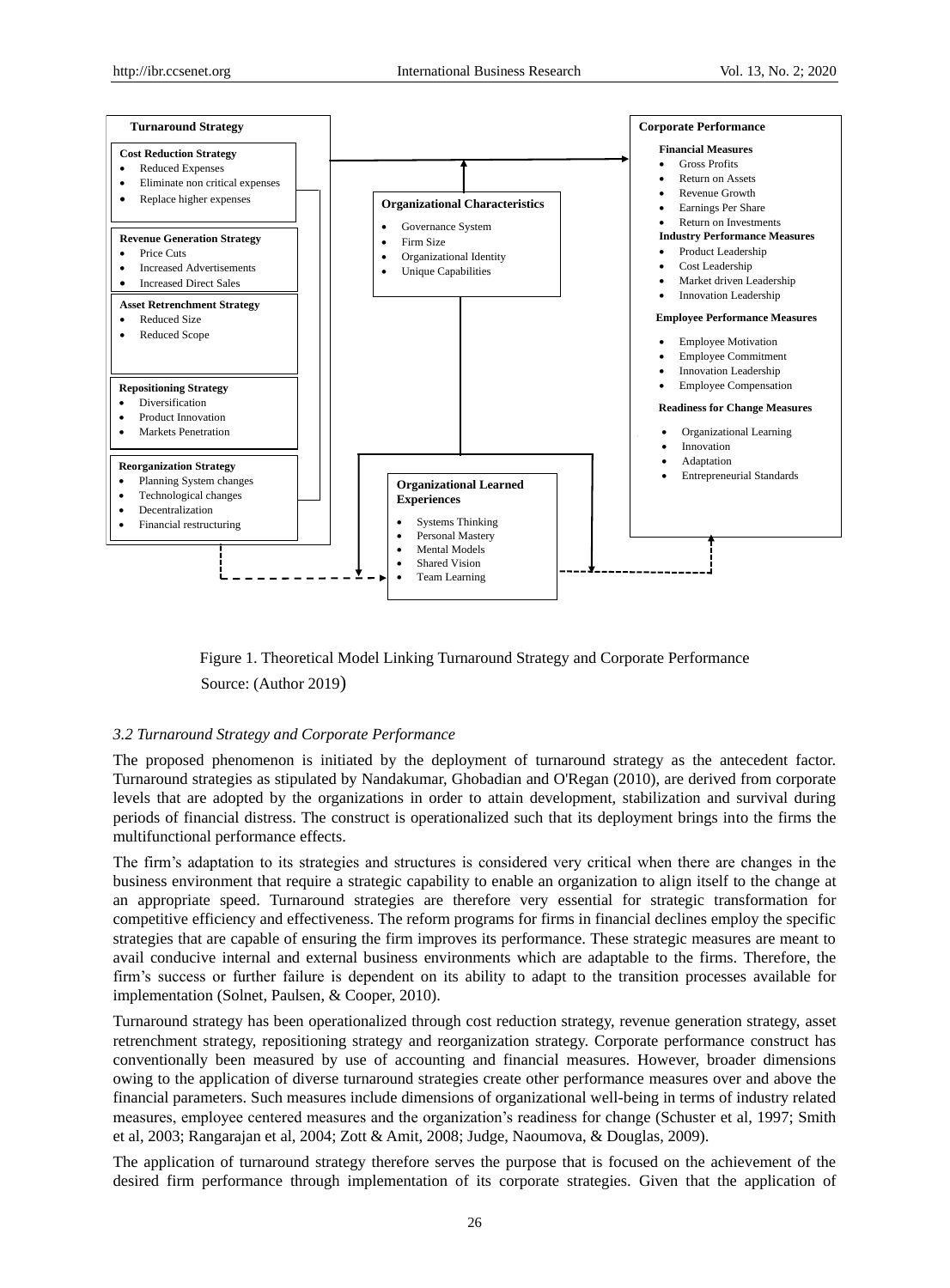**Turnaround Strategy**

**Cost Reduction Strategy**
- Reduced Expenses
- Eliminate non critical expenses
- Replace higher expenses

**Revenue Generation Strategy**
- Price Cuts
- Increased Advertisements
- Increased Direct Sales

**Asset Retrenchment Strategy**
- Reduced Size
- Reduced Scope

**Repositioning Strategy**
- Diversification
- Product Innovation
- Markets Penetration

**Reorganization Strategy**
- Planning System changes
- Technological changes
- Decentralization
- Financial restructuring

**Organizational Characteristics**
- Governance System
- Firm Size
- Organizational Identity
- Unique Capabilities

**Organizational Learned Experiences**
- Systems Thinking
- Personal Mastery
- Mental Models
- Shared Vision
- Team Learning

**Corporate Performance**

**Financial Measures**
- Gross Profits
- Return on Assets
- Revenue Growth
- Earnings Per Share
- Return on Investments

**Industry Performance Measures**
- Product Leadership
- Cost Leadership
- Market driven Leadership
- Innovation Leadership

**Employee Performance Measures**
- Employee Motivation
- Employee Commitment
- Innovation Leadership
- Employee Compensation

**Readiness for Change Measures**
- Organizational Learning
- Innovation
- Adaptation
- Entrepreneurial Standards

Figure 1. Theoretical Model Linking Turnaround Strategy and Corporate Performance

Source: (Author 2019)

### *3.2 Turnaround Strategy and Corporate Performance*

The proposed phenomenon is initiated by the deployment of turnaround strategy as the antecedent factor. Turnaround strategies as stipulated by Nandakumar, Ghobadian and O'Regan (2010), are derived from corporate levels that are adopted by the organizations in order to attain development, stabilization and survival during periods of financial distress. The construct is operationalized such that its deployment brings into the firms the multifunctional performance effects.

The firm's adaptation to its strategies and structures is considered very critical when there are changes in the business environment that require a strategic capability to enable an organization to align itself to the change at an appropriate speed. Turnaround strategies are therefore very essential for strategic transformation for competitive efficiency and effectiveness. The reform programs for firms in financial declines employ the specific strategies that are capable of ensuring the firm improves its performance. These strategic measures are meant to avail conducive internal and external business environments which are adaptable to the firms. Therefore, the firm's success or further failure is dependent on its ability to adapt to the transition processes available for implementation (Solnet, Paulsen, & Cooper, 2010).

Turnaround strategy has been operationalized through cost reduction strategy, revenue generation strategy, asset retrenchment strategy, repositioning strategy and reorganization strategy. Corporate performance construct has conventionally been measured by use of accounting and financial measures. However, broader dimensions owing to the application of diverse turnaround strategies create other performance measures over and above the financial parameters. Such measures include dimensions of organizational well-being in terms of industry related measures, employee centered measures and the organization's readiness for change (Schuster et al, 1997; Smith et al, 2003; Rangarajan et al, 2004; Zott & Amit, 2008; Judge, Naoumova, & Douglas, 2009).

The application of turnaround strategy therefore serves the purpose that is focused on the achievement of the desired firm performance through implementation of its corporate strategies. Given that the application of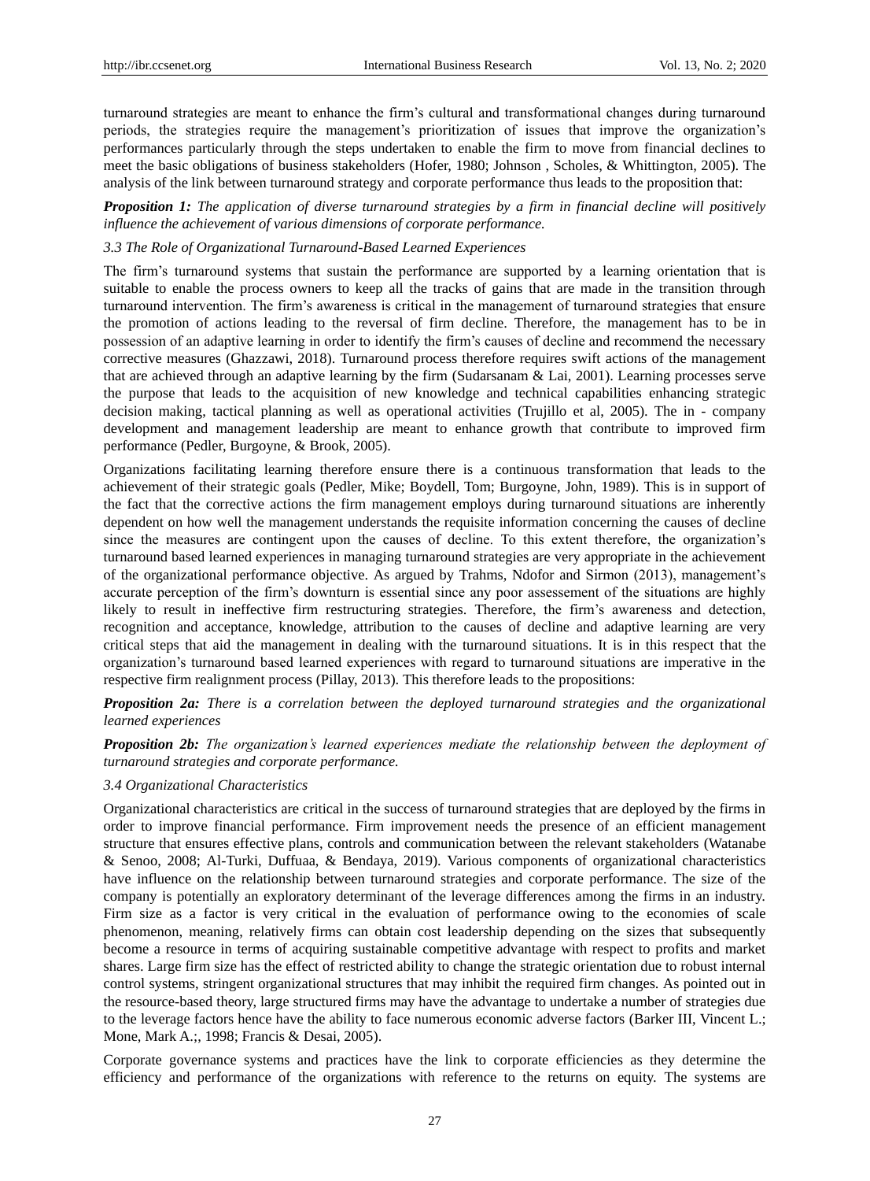turnaround strategies are meant to enhance the firm's cultural and transformational changes during turnaround periods, the strategies require the management's prioritization of issues that improve the organization's performances particularly through the steps undertaken to enable the firm to move from financial declines to meet the basic obligations of business stakeholders (Hofer, 1980; Johnson , Scholes, & Whittington, 2005). The analysis of the link between turnaround strategy and corporate performance thus leads to the proposition that:

***Proposition 1:*** *The application of diverse turnaround strategies by a firm in financial decline will positively influence the achievement of various dimensions of corporate performance.*

### *3.3 The Role of Organizational Turnaround-Based Learned Experiences*

The firm's turnaround systems that sustain the performance are supported by a learning orientation that is suitable to enable the process owners to keep all the tracks of gains that are made in the transition through turnaround intervention. The firm's awareness is critical in the management of turnaround strategies that ensure the promotion of actions leading to the reversal of firm decline. Therefore, the management has to be in possession of an adaptive learning in order to identify the firm's causes of decline and recommend the necessary corrective measures (Ghazzawi, 2018). Turnaround process therefore requires swift actions of the management that are achieved through an adaptive learning by the firm (Sudarsanam & Lai, 2001). Learning processes serve the purpose that leads to the acquisition of new knowledge and technical capabilities enhancing strategic decision making, tactical planning as well as operational activities (Trujillo et al, 2005). The in - company development and management leadership are meant to enhance growth that contribute to improved firm performance (Pedler, Burgoyne, & Brook, 2005).

Organizations facilitating learning therefore ensure there is a continuous transformation that leads to the achievement of their strategic goals (Pedler, Mike; Boydell, Tom; Burgoyne, John, 1989). This is in support of the fact that the corrective actions the firm management employs during turnaround situations are inherently dependent on how well the management understands the requisite information concerning the causes of decline since the measures are contingent upon the causes of decline. To this extent therefore, the organization's turnaround based learned experiences in managing turnaround strategies are very appropriate in the achievement of the organizational performance objective. As argued by Trahms, Ndofor and Sirmon (2013), management's accurate perception of the firm's downturn is essential since any poor assessement of the situations are highly likely to result in ineffective firm restructuring strategies. Therefore, the firm's awareness and detection, recognition and acceptance, knowledge, attribution to the causes of decline and adaptive learning are very critical steps that aid the management in dealing with the turnaround situations. It is in this respect that the organization's turnaround based learned experiences with regard to turnaround situations are imperative in the respective firm realignment process (Pillay, 2013). This therefore leads to the propositions:

***Proposition 2a:*** *There is a correlation between the deployed turnaround strategies and the organizational learned experiences*

***Proposition 2b:*** *The organization's learned experiences mediate the relationship between the deployment of turnaround strategies and corporate performance.*

### *3.4 Organizational Characteristics*

Organizational characteristics are critical in the success of turnaround strategies that are deployed by the firms in order to improve financial performance. Firm improvement needs the presence of an efficient management structure that ensures effective plans, controls and communication between the relevant stakeholders (Watanabe & Senoo, 2008; Al-Turki, Duffuaa, & Bendaya, 2019). Various components of organizational characteristics have influence on the relationship between turnaround strategies and corporate performance. The size of the company is potentially an exploratory determinant of the leverage differences among the firms in an industry. Firm size as a factor is very critical in the evaluation of performance owing to the economies of scale phenomenon, meaning, relatively firms can obtain cost leadership depending on the sizes that subsequently become a resource in terms of acquiring sustainable competitive advantage with respect to profits and market shares. Large firm size has the effect of restricted ability to change the strategic orientation due to robust internal control systems, stringent organizational structures that may inhibit the required firm changes. As pointed out in the resource-based theory, large structured firms may have the advantage to undertake a number of strategies due to the leverage factors hence have the ability to face numerous economic adverse factors (Barker III, Vincent L.; Mone, Mark A.;, 1998; Francis & Desai, 2005).

Corporate governance systems and practices have the link to corporate efficiencies as they determine the efficiency and performance of the organizations with reference to the returns on equity. The systems are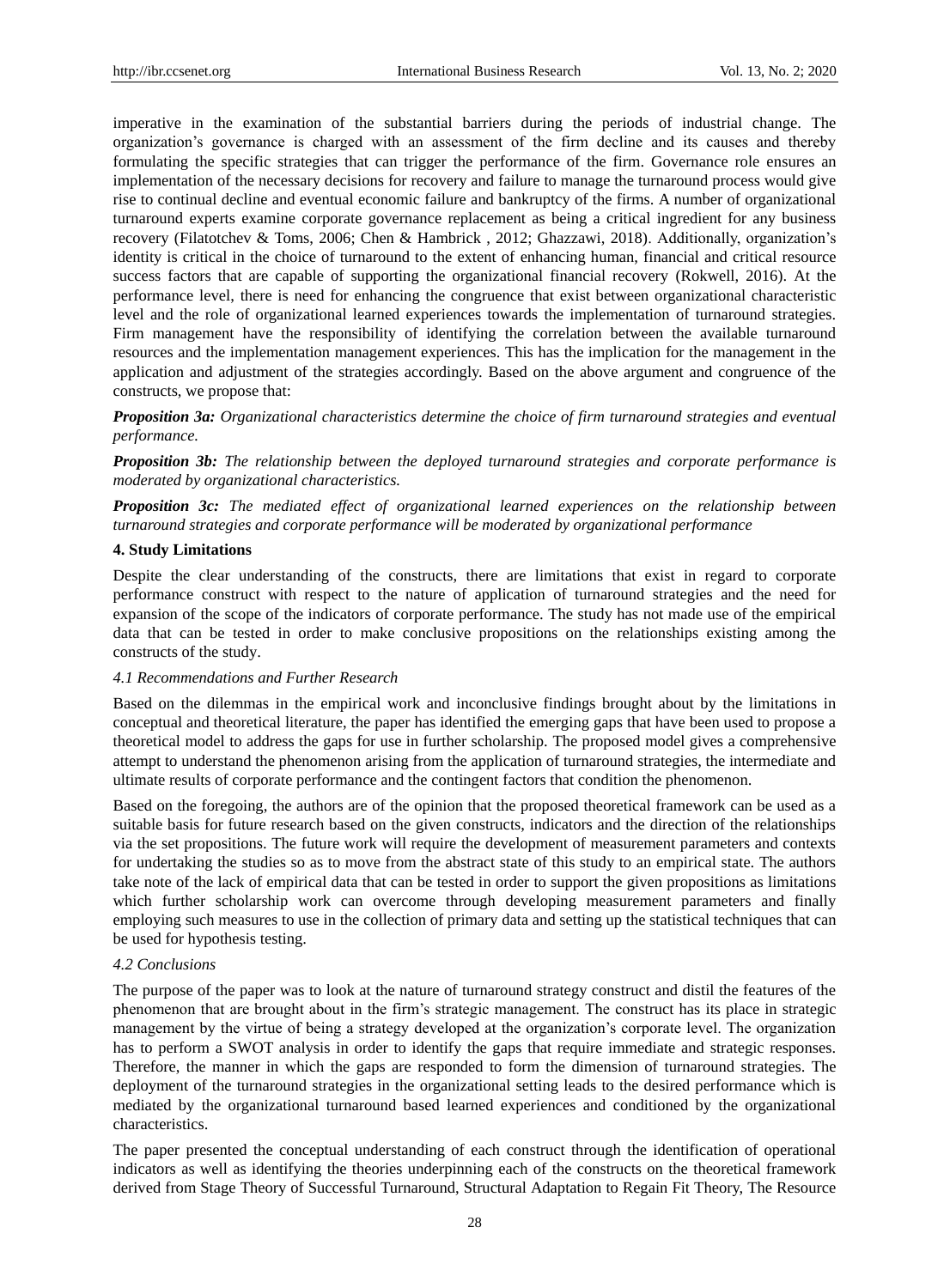imperative in the examination of the substantial barriers during the periods of industrial change. The organization's governance is charged with an assessment of the firm decline and its causes and thereby formulating the specific strategies that can trigger the performance of the firm. Governance role ensures an implementation of the necessary decisions for recovery and failure to manage the turnaround process would give rise to continual decline and eventual economic failure and bankruptcy of the firms. A number of organizational turnaround experts examine corporate governance replacement as being a critical ingredient for any business recovery (Filatotchev & Toms, 2006; Chen & Hambrick , 2012; Ghazzawi, 2018). Additionally, organization's identity is critical in the choice of turnaround to the extent of enhancing human, financial and critical resource success factors that are capable of supporting the organizational financial recovery (Rokwell, 2016). At the performance level, there is need for enhancing the congruence that exist between organizational characteristic level and the role of organizational learned experiences towards the implementation of turnaround strategies. Firm management have the responsibility of identifying the correlation between the available turnaround resources and the implementation management experiences. This has the implication for the management in the application and adjustment of the strategies accordingly. Based on the above argument and congruence of the constructs, we propose that:

***Proposition 3a:*** *Organizational characteristics determine the choice of firm turnaround strategies and eventual performance.*

***Proposition 3b:*** *The relationship between the deployed turnaround strategies and corporate performance is moderated by organizational characteristics.*

***Proposition 3c:*** *The mediated effect of organizational learned experiences on the relationship between turnaround strategies and corporate performance will be moderated by organizational performance*

## 4. Study Limitations

Despite the clear understanding of the constructs, there are limitations that exist in regard to corporate performance construct with respect to the nature of application of turnaround strategies and the need for expansion of the scope of the indicators of corporate performance. The study has not made use of the empirical data that can be tested in order to make conclusive propositions on the relationships existing among the constructs of the study.

### *4.1 Recommendations and Further Research*

Based on the dilemmas in the empirical work and inconclusive findings brought about by the limitations in conceptual and theoretical literature, the paper has identified the emerging gaps that have been used to propose a theoretical model to address the gaps for use in further scholarship. The proposed model gives a comprehensive attempt to understand the phenomenon arising from the application of turnaround strategies, the intermediate and ultimate results of corporate performance and the contingent factors that condition the phenomenon.

Based on the foregoing, the authors are of the opinion that the proposed theoretical framework can be used as a suitable basis for future research based on the given constructs, indicators and the direction of the relationships via the set propositions. The future work will require the development of measurement parameters and contexts for undertaking the studies so as to move from the abstract state of this study to an empirical state. The authors take note of the lack of empirical data that can be tested in order to support the given propositions as limitations which further scholarship work can overcome through developing measurement parameters and finally employing such measures to use in the collection of primary data and setting up the statistical techniques that can be used for hypothesis testing.

### *4.2 Conclusions*

The purpose of the paper was to look at the nature of turnaround strategy construct and distil the features of the phenomenon that are brought about in the firm's strategic management. The construct has its place in strategic management by the virtue of being a strategy developed at the organization's corporate level. The organization has to perform a SWOT analysis in order to identify the gaps that require immediate and strategic responses. Therefore, the manner in which the gaps are responded to form the dimension of turnaround strategies. The deployment of the turnaround strategies in the organizational setting leads to the desired performance which is mediated by the organizational turnaround based learned experiences and conditioned by the organizational characteristics.

The paper presented the conceptual understanding of each construct through the identification of operational indicators as well as identifying the theories underpinning each of the constructs on the theoretical framework derived from Stage Theory of Successful Turnaround, Structural Adaptation to Regain Fit Theory, The Resource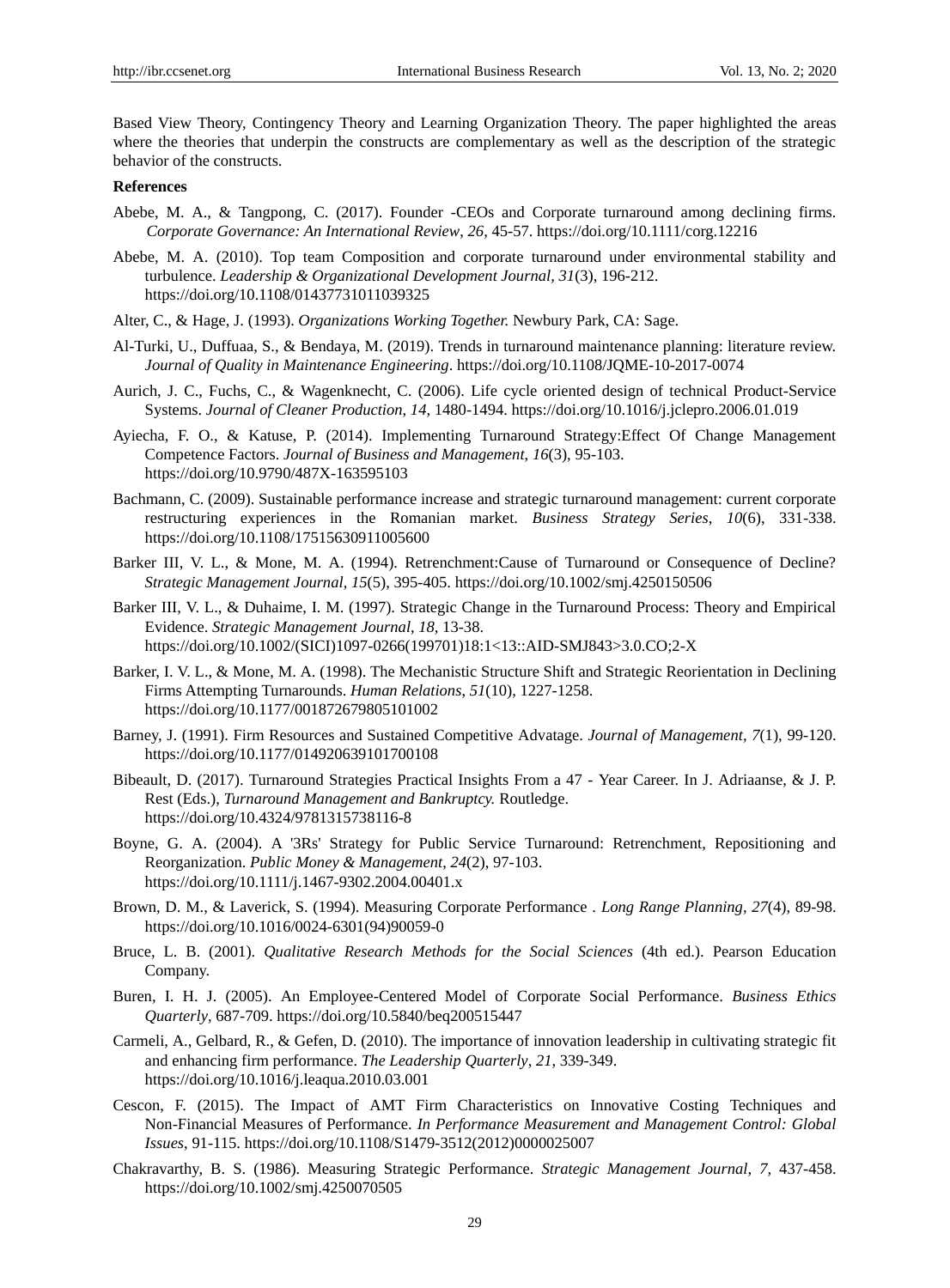Based View Theory, Contingency Theory and Learning Organization Theory. The paper highlighted the areas where the theories that underpin the constructs are complementary as well as the description of the strategic behavior of the constructs.

**References**

Abebe, M. A., & Tangpong, C. (2017). Founder -CEOs and Corporate turnaround among declining firms. *Corporate Governance: An International Review*, *26*, 45-57. https://doi.org/10.1111/corg.12216

Abebe, M. A. (2010). Top team Composition and corporate turnaround under environmental stability and turbulence. *Leadership & Organizational Development Journal, 31*(3), 196-212. https://doi.org/10.1108/01437731011039325

Alter, C., & Hage, J. (1993). *Organizations Working Together.* Newbury Park, CA: Sage.

Al-Turki, U., Duffuaa, S., & Bendaya, M. (2019). Trends in turnaround maintenance planning: literature review. *Journal of Quality in Maintenance Engineering*. https://doi.org/10.1108/JQME-10-2017-0074

Aurich, J. C., Fuchs, C., & Wagenknecht, C. (2006). Life cycle oriented design of technical Product-Service Systems. *Journal of Cleaner Production*, *14,* 1480-1494. https://doi.org/10.1016/j.jclepro.2006.01.019

Ayiecha, F. O., & Katuse, P. (2014). Implementing Turnaround Strategy:Effect Of Change Management Competence Factors. *Journal of Business and Management*, *16*(3), 95-103. https://doi.org/10.9790/487X-163595103

Bachmann, C. (2009). Sustainable performance increase and strategic turnaround management: current corporate restructuring experiences in the Romanian market. *Business Strategy Series*, *10*(6), 331-338. https://doi.org/10.1108/17515630911005600

Barker III, V. L., & Mone, M. A. (1994). Retrenchment:Cause of Turnaround or Consequence of Decline? *Strategic Management Journal*, *15*(5), 395-405. https://doi.org/10.1002/smj.4250150506

Barker III, V. L., & Duhaime, I. M. (1997). Strategic Change in the Turnaround Process: Theory and Empirical Evidence. *Strategic Management Journal*, *18,* 13-38. https://doi.org/10.1002/(SICI)1097-0266(199701)18:1<13::AID-SMJ843>3.0.CO;2-X

Barker, I. V. L., & Mone, M. A. (1998). The Mechanistic Structure Shift and Strategic Reorientation in Declining Firms Attempting Turnarounds. *Human Relations*, *51*(10), 1227-1258. https://doi.org/10.1177/001872679805101002

Barney, J. (1991). Firm Resources and Sustained Competitive Advatage. *Journal of Management*, *7*(1), 99-120. https://doi.org/10.1177/014920639101700108

Bibeault, D. (2017). Turnaround Strategies Practical Insights From a 47 - Year Career. In J. Adriaanse, & J. P. Rest (Eds.), *Turnaround Management and Bankruptcy.* Routledge. https://doi.org/10.4324/9781315738116-8

Boyne, G. A. (2004). A '3Rs' Strategy for Public Service Turnaround: Retrenchment, Repositioning and Reorganization. *Public Money & Management*, *24*(2), 97-103. https://doi.org/10.1111/j.1467-9302.2004.00401.x

Brown, D. M., & Laverick, S. (1994). Measuring Corporate Performance . *Long Range Planning*, *27*(4), 89-98. https://doi.org/10.1016/0024-6301(94)90059-0

Bruce, L. B. (2001). *Qualitative Research Methods for the Social Sciences* (4th ed.). Pearson Education Company.

Buren, I. H. J. (2005). An Employee-Centered Model of Corporate Social Performance. *Business Ethics Quarterly*, 687-709. https://doi.org/10.5840/beq200515447

Carmeli, A., Gelbard, R., & Gefen, D. (2010). The importance of innovation leadership in cultivating strategic fit and enhancing firm performance. *The Leadership Quarterly*, *21,* 339-349. https://doi.org/10.1016/j.leaqua.2010.03.001

Cescon, F. (2015). The Impact of AMT Firm Characteristics on Innovative Costing Techniques and Non-Financial Measures of Performance. *In Performance Measurement and Management Control: Global Issues*, 91-115. https://doi.org/10.1108/S1479-3512(2012)0000025007

Chakravarthy, B. S. (1986). Measuring Strategic Performance. *Strategic Management Journal*, *7,* 437-458. https://doi.org/10.1002/smj.4250070505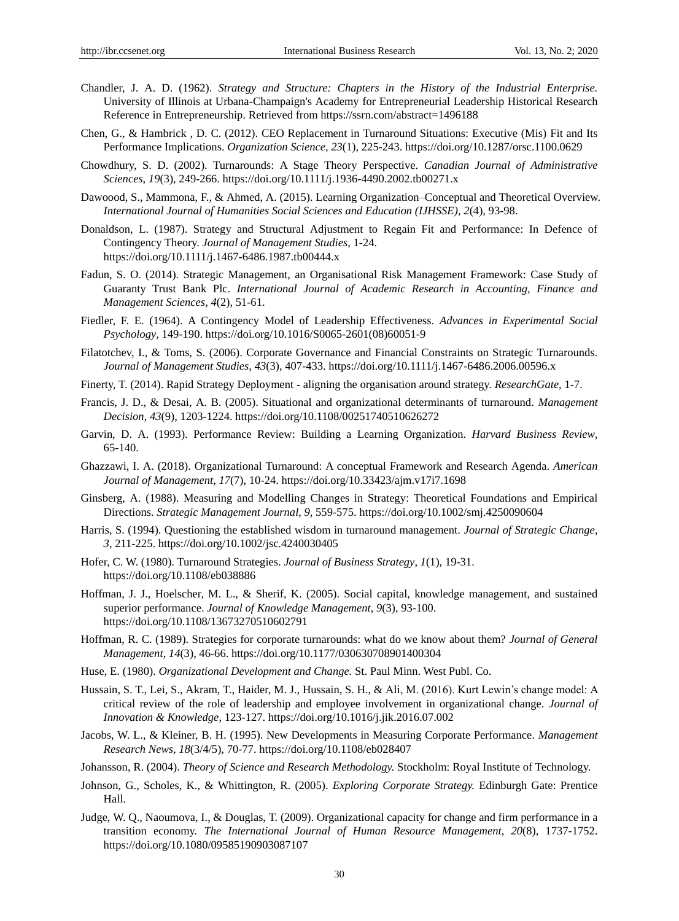Chandler, J. A. D. (1962). *Strategy and Structure: Chapters in the History of the Industrial Enterprise.* University of Illinois at Urbana-Champaign's Academy for Entrepreneurial Leadership Historical Research Reference in Entrepreneurship. Retrieved from https://ssrn.com/abstract=1496188

Chen, G., & Hambrick , D. C. (2012). CEO Replacement in Turnaround Situations: Executive (Mis) Fit and Its Performance Implications. *Organization Science*, *23*(1), 225-243. https://doi.org/10.1287/orsc.1100.0629

Chowdhury, S. D. (2002). Turnarounds: A Stage Theory Perspective. *Canadian Journal of Administrative Sciences*, *19*(3), 249-266. https://doi.org/10.1111/j.1936-4490.2002.tb00271.x

Dawoood, S., Mammona, F., & Ahmed, A. (2015). Learning Organization–Conceptual and Theoretical Overview. *International Journal of Humanities Social Sciences and Education (IJHSSE)*, *2*(4), 93-98.

Donaldson, L. (1987). Strategy and Structural Adjustment to Regain Fit and Performance: In Defence of Contingency Theory. *Journal of Management Studies*, 1-24. https://doi.org/10.1111/j.1467-6486.1987.tb00444.x

Fadun, S. O. (2014). Strategic Management, an Organisational Risk Management Framework: Case Study of Guaranty Trust Bank Plc. *International Journal of Academic Research in Accounting, Finance and Management Sciences*, *4*(2), 51-61.

Fiedler, F. E. (1964). A Contingency Model of Leadership Effectiveness. *Advances in Experimental Social Psychology*, 149-190. https://doi.org/10.1016/S0065-2601(08)60051-9

Filatotchev, I., & Toms, S. (2006). Corporate Governance and Financial Constraints on Strategic Turnarounds. *Journal of Management Studies*, *43*(3), 407-433. https://doi.org/10.1111/j.1467-6486.2006.00596.x

Finerty, T. (2014). Rapid Strategy Deployment - aligning the organisation around strategy. *ResearchGate*, 1-7.

Francis, J. D., & Desai, A. B. (2005). Situational and organizational determinants of turnaround. *Management Decision*, *43*(9), 1203-1224. https://doi.org/10.1108/00251740510626272

Garvin, D. A. (1993). Performance Review: Building a Learning Organization. *Harvard Business Review*, 65-140.

Ghazzawi, I. A. (2018). Organizational Turnaround: A conceptual Framework and Research Agenda. *American Journal of Management*, *17*(7), 10-24. https://doi.org/10.33423/ajm.v17i7.1698

Ginsberg, A. (1988). Measuring and Modelling Changes in Strategy: Theoretical Foundations and Empirical Directions. *Strategic Management Journal*, *9*, 559-575. https://doi.org/10.1002/smj.4250090604

Harris, S. (1994). Questioning the established wisdom in turnaround management. *Journal of Strategic Change*, *3*, 211-225. https://doi.org/10.1002/jsc.4240030405

Hofer, C. W. (1980). Turnaround Strategies. *Journal of Business Strategy*, *1*(1), 19-31. https://doi.org/10.1108/eb038886

Hoffman, J. J., Hoelscher, M. L., & Sherif, K. (2005). Social capital, knowledge management, and sustained superior performance. *Journal of Knowledge Management*, *9*(3), 93-100. https://doi.org/10.1108/13673270510602791

Hoffman, R. C. (1989). Strategies for corporate turnarounds: what do we know about them? *Journal of General Management*, *14*(3), 46-66. https://doi.org/10.1177/030630708901400304

Huse, E. (1980). *Organizational Development and Change.* St. Paul Minn. West Publ. Co.

Hussain, S. T., Lei, S., Akram, T., Haider, M. J., Hussain, S. H., & Ali, M. (2016). Kurt Lewin's change model: A critical review of the role of leadership and employee involvement in organizational change. *Journal of Innovation & Knowledge*, 123-127. https://doi.org/10.1016/j.jik.2016.07.002

Jacobs, W. L., & Kleiner, B. H. (1995). New Developments in Measuring Corporate Performance. *Management Research News*, *18*(3/4/5), 70-77. https://doi.org/10.1108/eb028407

Johansson, R. (2004). *Theory of Science and Research Methodology.* Stockholm: Royal Institute of Technology.

Johnson, G., Scholes, K., & Whittington, R. (2005). *Exploring Corporate Strategy.* Edinburgh Gate: Prentice Hall.

Judge, W. Q., Naoumova, I., & Douglas, T. (2009). Organizational capacity for change and firm performance in a transition economy. *The International Journal of Human Resource Management*, *20*(8), 1737-1752. https://doi.org/10.1080/09585190903087107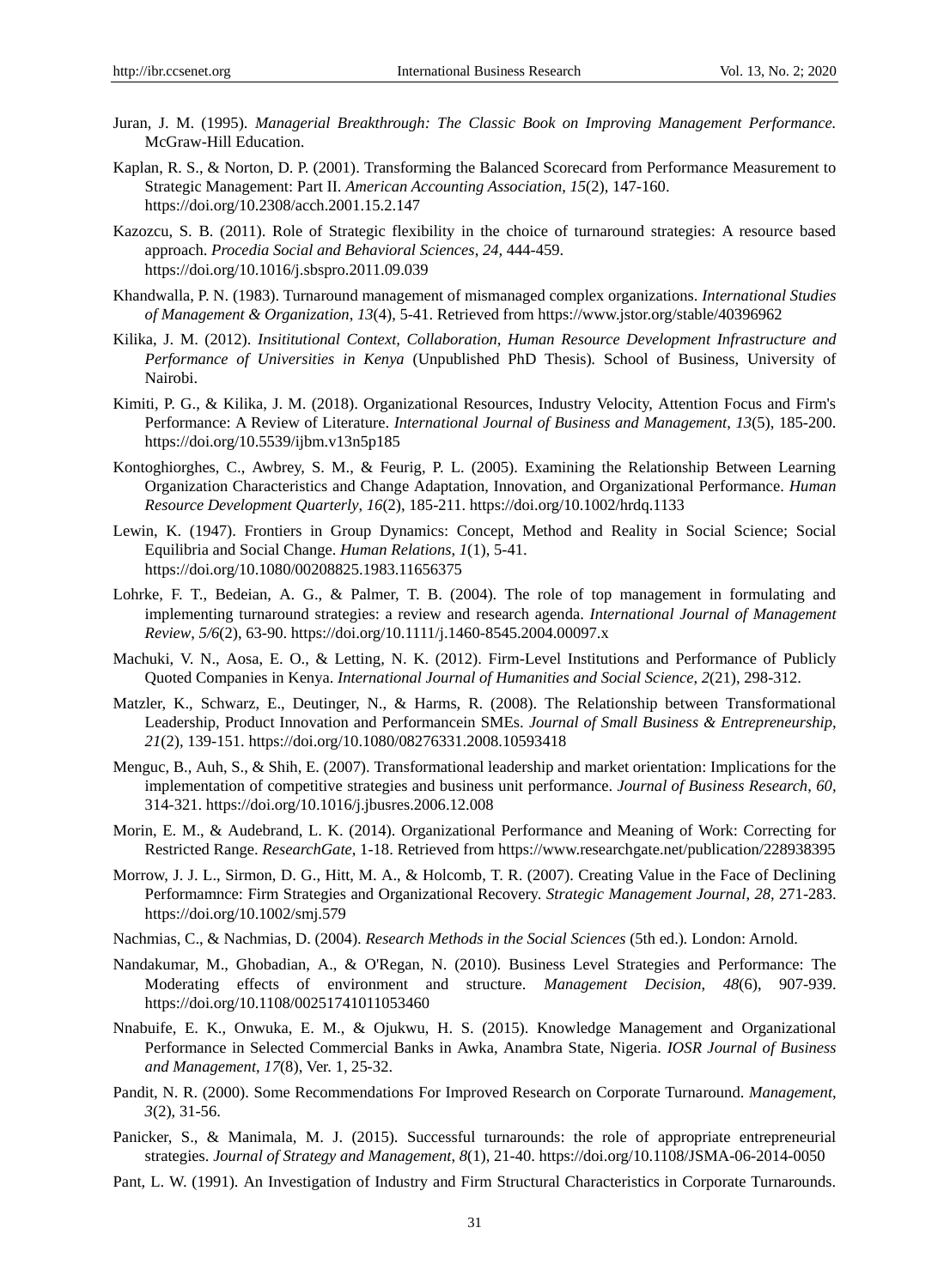Juran, J. M. (1995). *Managerial Breakthrough: The Classic Book on Improving Management Performance.* McGraw-Hill Education.

Kaplan, R. S., & Norton, D. P. (2001). Transforming the Balanced Scorecard from Performance Measurement to Strategic Management: Part II. *American Accounting Association*, *15*(2), 147-160. https://doi.org/10.2308/acch.2001.15.2.147

Kazozcu, S. B. (2011). Role of Strategic flexibility in the choice of turnaround strategies: A resource based approach. *Procedia Social and Behavioral Sciences*, *24,* 444-459. https://doi.org/10.1016/j.sbspro.2011.09.039

Khandwalla, P. N. (1983). Turnaround management of mismanaged complex organizations. *International Studies of Management & Organization*, *13*(4), 5-41. Retrieved from https://www.jstor.org/stable/40396962

Kilika, J. M. (2012). *Insititutional Context, Collaboration, Human Resource Development Infrastructure and Performance of Universities in Kenya* (Unpublished PhD Thesis). School of Business, University of Nairobi.

Kimiti, P. G., & Kilika, J. M. (2018). Organizational Resources, Industry Velocity, Attention Focus and Firm's Performance: A Review of Literature. *International Journal of Business and Management*, *13*(5), 185-200. https://doi.org/10.5539/ijbm.v13n5p185

Kontoghiorghes, C., Awbrey, S. M., & Feurig, P. L. (2005). Examining the Relationship Between Learning Organization Characteristics and Change Adaptation, Innovation, and Organizational Performance. *Human Resource Development Quarterly*, *16*(2), 185-211. https://doi.org/10.1002/hrdq.1133

Lewin, K. (1947). Frontiers in Group Dynamics: Concept, Method and Reality in Social Science; Social Equilibria and Social Change. *Human Relations*, *1*(1), 5-41. https://doi.org/10.1080/00208825.1983.11656375

Lohrke, F. T., Bedeian, A. G., & Palmer, T. B. (2004). The role of top management in formulating and implementing turnaround strategies: a review and research agenda. *International Journal of Management Review*, *5/6*(2), 63-90. https://doi.org/10.1111/j.1460-8545.2004.00097.x

Machuki, V. N., Aosa, E. O., & Letting, N. K. (2012). Firm-Level Institutions and Performance of Publicly Quoted Companies in Kenya. *International Journal of Humanities and Social Science*, *2*(21), 298-312.

Matzler, K., Schwarz, E., Deutinger, N., & Harms, R. (2008). The Relationship between Transformational Leadership, Product Innovation and Performancein SMEs. *Journal of Small Business & Entrepreneurship*, *21*(2), 139-151. https://doi.org/10.1080/08276331.2008.10593418

Menguc, B., Auh, S., & Shih, E. (2007). Transformational leadership and market orientation: Implications for the implementation of competitive strategies and business unit performance. *Journal of Business Research*, *60,* 314-321. https://doi.org/10.1016/j.jbusres.2006.12.008

Morin, E. M., & Audebrand, L. K. (2014). Organizational Performance and Meaning of Work: Correcting for Restricted Range. *ResearchGate*, 1-18. Retrieved from https://www.researchgate.net/publication/228938395

Morrow, J. J. L., Sirmon, D. G., Hitt, M. A., & Holcomb, T. R. (2007). Creating Value in the Face of Declining Performamnce: Firm Strategies and Organizational Recovery. *Strategic Management Journal*, *28,* 271-283. https://doi.org/10.1002/smj.579

Nachmias, C., & Nachmias, D. (2004). *Research Methods in the Social Sciences* (5th ed.). London: Arnold.

Nandakumar, M., Ghobadian, A., & O'Regan, N. (2010). Business Level Strategies and Performance: The Moderating effects of environment and structure. *Management Decision*, *48*(6), 907-939. https://doi.org/10.1108/00251741011053460

Nnabuife, E. K., Onwuka, E. M., & Ojukwu, H. S. (2015). Knowledge Management and Organizational Performance in Selected Commercial Banks in Awka, Anambra State, Nigeria. *IOSR Journal of Business and Management*, *17*(8), Ver. 1, 25-32.

Pandit, N. R. (2000). Some Recommendations For Improved Research on Corporate Turnaround. *Management*, *3*(2), 31-56.

Panicker, S., & Manimala, M. J. (2015). Successful turnarounds: the role of appropriate entrepreneurial strategies. *Journal of Strategy and Management*, *8*(1), 21-40. https://doi.org/10.1108/JSMA-06-2014-0050

Pant, L. W. (1991). An Investigation of Industry and Firm Structural Characteristics in Corporate Turnarounds.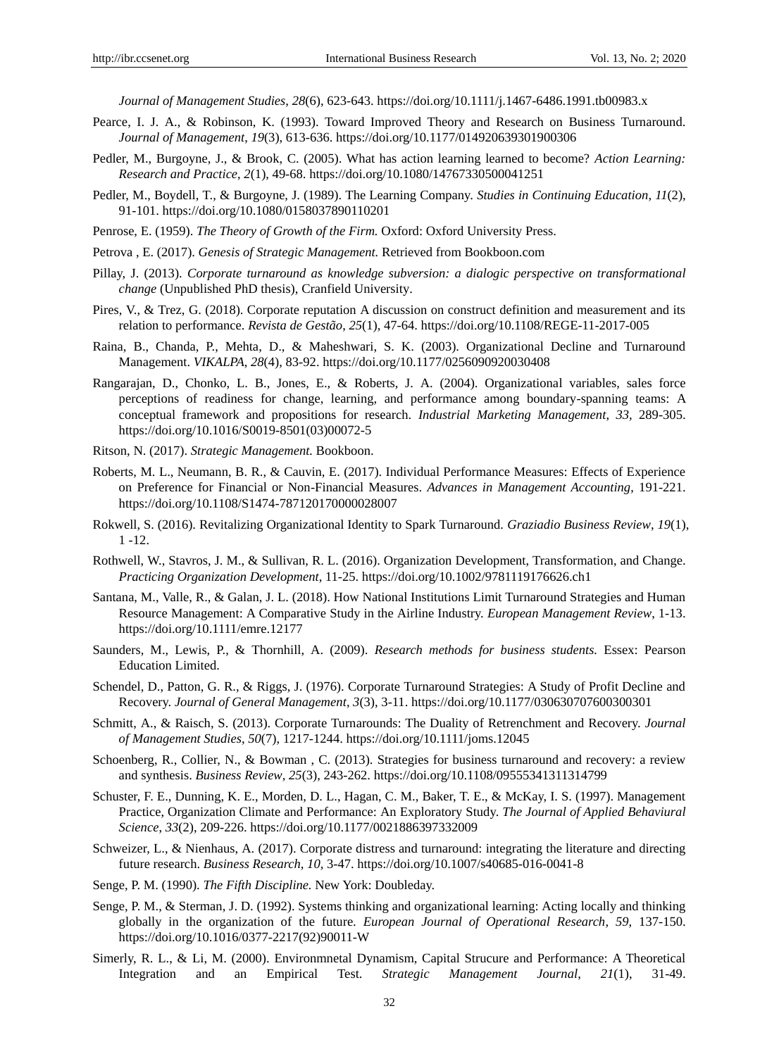*Journal of Management Studies, 28*(6), 623-643. https://doi.org/10.1111/j.1467-6486.1991.tb00983.x

Pearce, I. J. A., & Robinson, K. (1993). Toward Improved Theory and Research on Business Turnaround. *Journal of Management*, *19*(3), 613-636. https://doi.org/10.1177/014920639301900306

Pedler, M., Burgoyne, J., & Brook, C. (2005). What has action learning learned to become? *Action Learning: Research and Practice*, *2*(1), 49-68. https://doi.org/10.1080/14767330500041251

Pedler, M., Boydell, T., & Burgoyne, J. (1989). The Learning Company. *Studies in Continuing Education*, *11*(2), 91-101. https://doi.org/10.1080/0158037890110201

Penrose, E. (1959). *The Theory of Growth of the Firm.* Oxford: Oxford University Press.

Petrova , E. (2017). *Genesis of Strategic Management.* Retrieved from Bookboon.com

Pillay, J. (2013). *Corporate turnaround as knowledge subversion: a dialogic perspective on transformational change* (Unpublished PhD thesis), Cranfield University.

Pires, V., & Trez, G. (2018). Corporate reputation A discussion on construct definition and measurement and its relation to performance. *Revista de Gestão*, *25*(1), 47-64. https://doi.org/10.1108/REGE-11-2017-005

Raina, B., Chanda, P., Mehta, D., & Maheshwari, S. K. (2003). Organizational Decline and Turnaround Management. *VIKALPA*, *28*(4), 83-92. https://doi.org/10.1177/0256090920030408

Rangarajan, D., Chonko, L. B., Jones, E., & Roberts, J. A. (2004). Organizational variables, sales force perceptions of readiness for change, learning, and performance among boundary-spanning teams: A conceptual framework and propositions for research. *Industrial Marketing Management*, *33*, 289-305. https://doi.org/10.1016/S0019-8501(03)00072-5

Ritson, N. (2017). *Strategic Management.* Bookboon.

Roberts, M. L., Neumann, B. R., & Cauvin, E. (2017). Individual Performance Measures: Effects of Experience on Preference for Financial or Non-Financial Measures. *Advances in Management Accounting*, 191-221. https://doi.org/10.1108/S1474-787120170000028007

Rokwell, S. (2016). Revitalizing Organizational Identity to Spark Turnaround. *Graziadio Business Review*, *19*(1), 1 -12.

Rothwell, W., Stavros, J. M., & Sullivan, R. L. (2016). Organization Development, Transformation, and Change. *Practicing Organization Development*, 11-25. https://doi.org/10.1002/9781119176626.ch1

Santana, M., Valle, R., & Galan, J. L. (2018). How National Institutions Limit Turnaround Strategies and Human Resource Management: A Comparative Study in the Airline Industry. *European Management Review*, 1-13. https://doi.org/10.1111/emre.12177

Saunders, M., Lewis, P., & Thornhill, A. (2009). *Research methods for business students.* Essex: Pearson Education Limited.

Schendel, D., Patton, G. R., & Riggs, J. (1976). Corporate Turnaround Strategies: A Study of Profit Decline and Recovery. *Journal of General Management*, *3*(3), 3-11. https://doi.org/10.1177/030630707600300301

Schmitt, A., & Raisch, S. (2013). Corporate Turnarounds: The Duality of Retrenchment and Recovery. *Journal of Management Studies*, *50*(7), 1217-1244. https://doi.org/10.1111/joms.12045

Schoenberg, R., Collier, N., & Bowman , C. (2013). Strategies for business turnaround and recovery: a review and synthesis. *Business Review*, *25*(3), 243-262. https://doi.org/10.1108/09555341311314799

Schuster, F. E., Dunning, K. E., Morden, D. L., Hagan, C. M., Baker, T. E., & McKay, I. S. (1997). Management Practice, Organization Climate and Performance: An Exploratory Study. *The Journal of Applied Behaviural Science*, *33*(2), 209-226. https://doi.org/10.1177/0021886397332009

Schweizer, L., & Nienhaus, A. (2017). Corporate distress and turnaround: integrating the literature and directing future research. *Business Research*, *10*, 3-47. https://doi.org/10.1007/s40685-016-0041-8

Senge, P. M. (1990). *The Fifth Discipline.* New York: Doubleday.

Senge, P. M., & Sterman, J. D. (1992). Systems thinking and organizational learning: Acting locally and thinking globally in the organization of the future. *European Journal of Operational Research*, *59*, 137-150. https://doi.org/10.1016/0377-2217(92)90011-W

Simerly, R. L., & Li, M. (2000). Environmnetal Dynamism, Capital Strucure and Performance: A Theoretical Integration and an Empirical Test. *Strategic Management Journal*, *21*(1), 31-49.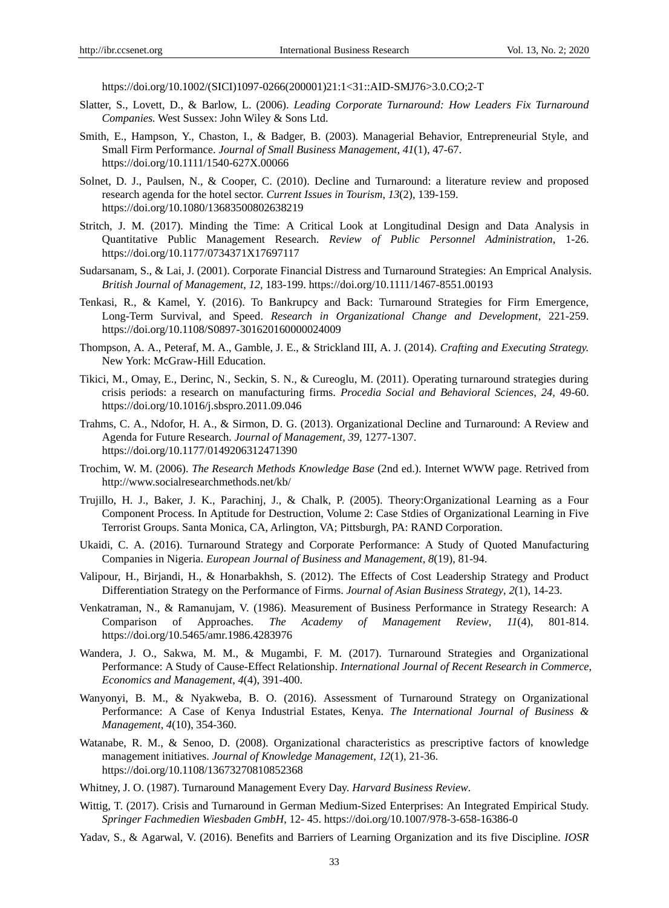https://doi.org/10.1002/(SICI)1097-0266(200001)21:1<31::AID-SMJ76>3.0.CO;2-T

Slatter, S., Lovett, D., & Barlow, L. (2006). *Leading Corporate Turnaround: How Leaders Fix Turnaround Companies*. West Sussex: John Wiley & Sons Ltd.

Smith, E., Hampson, Y., Chaston, I., & Badger, B. (2003). Managerial Behavior, Entrepreneurial Style, and Small Firm Performance. *Journal of Small Business Management*, *41*(1), 47-67. https://doi.org/10.1111/1540-627X.00066

Solnet, D. J., Paulsen, N., & Cooper, C. (2010). Decline and Turnaround: a literature review and proposed research agenda for the hotel sector. *Current Issues in Tourism*, *13*(2), 139-159. https://doi.org/10.1080/13683500802638219

Stritch, J. M. (2017). Minding the Time: A Critical Look at Longitudinal Design and Data Analysis in Quantitative Public Management Research. *Review of Public Personnel Administration*, 1-26. https://doi.org/10.1177/0734371X17697117

Sudarsanam, S., & Lai, J. (2001). Corporate Financial Distress and Turnaround Strategies: An Emprical Analysis. *British Journal of Management*, *12*, 183-199. https://doi.org/10.1111/1467-8551.00193

Tenkasi, R., & Kamel, Y. (2016). To Bankrupcy and Back: Turnaround Strategies for Firm Emergence, Long-Term Survival, and Speed. *Research in Organizational Change and Development*, 221-259. https://doi.org/10.1108/S0897-301620160000024009

Thompson, A. A., Peteraf, M. A., Gamble, J. E., & Strickland III, A. J. (2014). *Crafting and Executing Strategy.* New York: McGraw-Hill Education.

Tikici, M., Omay, E., Derinc, N., Seckin, S. N., & Cureoglu, M. (2011). Operating turnaround strategies during crisis periods: a research on manufacturing firms. *Procedia Social and Behavioral Sciences*, *24*, 49-60. https://doi.org/10.1016/j.sbspro.2011.09.046

Trahms, C. A., Ndofor, H. A., & Sirmon, D. G. (2013). Organizational Decline and Turnaround: A Review and Agenda for Future Research. *Journal of Management, 39*, 1277-1307. https://doi.org/10.1177/0149206312471390

Trochim, W. M. (2006). *The Research Methods Knowledge Base* (2nd ed.). Internet WWW page. Retrived from http://www.socialresearchmethods.net/kb/

Trujillo, H. J., Baker, J. K., Parachinj, J., & Chalk, P. (2005). Theory:Organizational Learning as a Four Component Process. In Aptitude for Destruction, Volume 2: Case Stdies of Organizational Learning in Five Terrorist Groups. Santa Monica, CA, Arlington, VA; Pittsburgh, PA: RAND Corporation.

Ukaidi, C. A. (2016). Turnaround Strategy and Corporate Performance: A Study of Quoted Manufacturing Companies in Nigeria. *European Journal of Business and Management*, *8*(19), 81-94.

Valipour, H., Birjandi, H., & Honarbakhsh, S. (2012). The Effects of Cost Leadership Strategy and Product Differentiation Strategy on the Performance of Firms. *Journal of Asian Business Strategy*, *2*(1), 14-23.

Venkatraman, N., & Ramanujam, V. (1986). Measurement of Business Performance in Strategy Research: A Comparison of Approaches. *The Academy of Management Review*, *11*(4), 801-814. https://doi.org/10.5465/amr.1986.4283976

Wandera, J. O., Sakwa, M. M., & Mugambi, F. M. (2017). Turnaround Strategies and Organizational Performance: A Study of Cause-Effect Relationship. *International Journal of Recent Research in Commerce, Economics and Management*, *4*(4), 391-400.

Wanyonyi, B. M., & Nyakweba, B. O. (2016). Assessment of Turnaround Strategy on Organizational Performance: A Case of Kenya Industrial Estates, Kenya. *The International Journal of Business & Management*, *4*(10), 354-360.

Watanabe, R. M., & Senoo, D. (2008). Organizational characteristics as prescriptive factors of knowledge management initiatives. *Journal of Knowledge Management*, *12*(1), 21-36. https://doi.org/10.1108/13673270810852368

Whitney, J. O. (1987). Turnaround Management Every Day. *Harvard Business Review*.

Wittig, T. (2017). Crisis and Turnaround in German Medium-Sized Enterprises: An Integrated Empirical Study. *Springer Fachmedien Wiesbaden GmbH*, 12- 45. https://doi.org/10.1007/978-3-658-16386-0

Yadav, S., & Agarwal, V. (2016). Benefits and Barriers of Learning Organization and its five Discipline. *IOSR*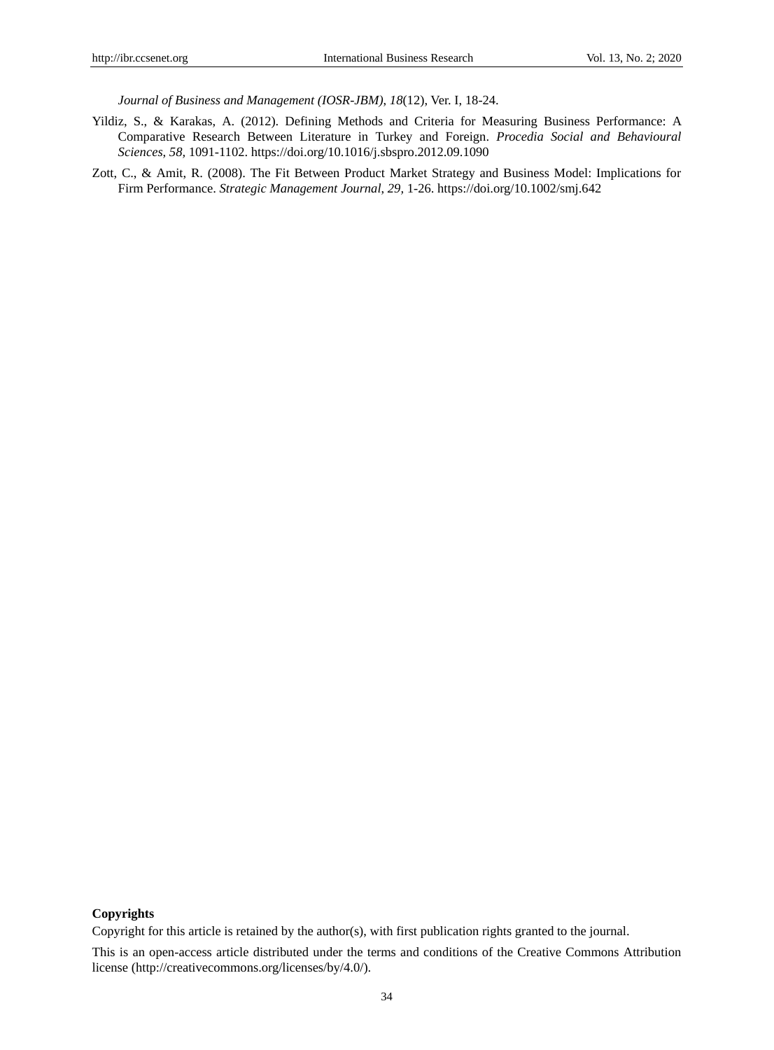*Journal of Business and Management (IOSR-JBM), 18*(12), Ver. I, 18-24.

Yildiz, S., & Karakas, A. (2012). Defining Methods and Criteria for Measuring Business Performance: A Comparative Research Between Literature in Turkey and Foreign. *Procedia Social and Behavioural Sciences*, *58,* 1091-1102. https://doi.org/10.1016/j.sbspro.2012.09.1090

Zott, C., & Amit, R. (2008). The Fit Between Product Market Strategy and Business Model: Implications for Firm Performance. *Strategic Management Journal*, *29,* 1-26. https://doi.org/10.1002/smj.642

**Copyrights**

Copyright for this article is retained by the author(s), with first publication rights granted to the journal.

This is an open-access article distributed under the terms and conditions of the Creative Commons Attribution license (http://creativecommons.org/licenses/by/4.0/).